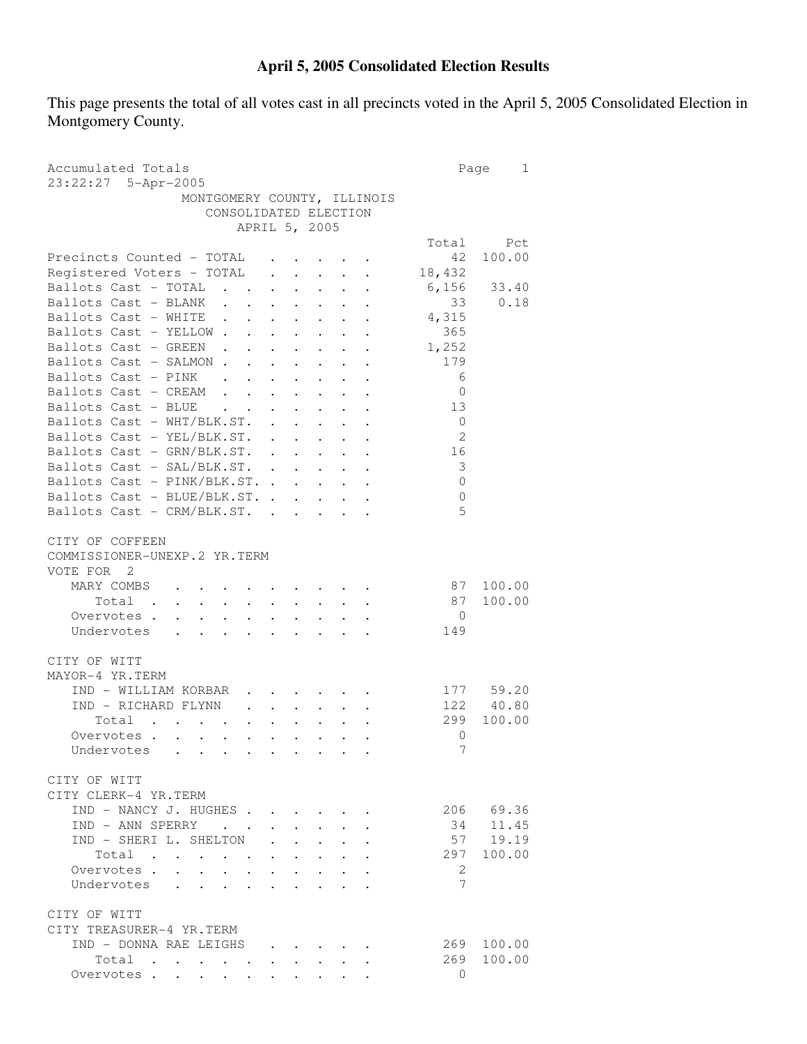# April 5, 2005 Consolidated Election Results

This page presents the total of all votes cast in all precincts voted in the April 5, 2005 Consolidated Election in Montgomery County.

```
Accumulated Totals                                          Page    1
23:22:27  5-Apr-2005
                 MONTGOMERY COUNTY, ILLINOIS
                    CONSOLIDATED ELECTION
                       APRIL 5, 2005
                                                       Total     Pct
Precincts Counted - TOTAL   . . . . . .                   42  100.00
Registered Voters - TOTAL   . . . . . .               18,432
Ballots Cast - TOTAL  . . . . . . . . .                6,156   33.40
Ballots Cast - BLANK  . . . . . . . . .                   33    0.18
Ballots Cast - WHITE  . . . . . . . . .                4,315
Ballots Cast - YELLOW . . . . . . . . .                  365
Ballots Cast - GREEN  . . . . . . . . .                1,252
Ballots Cast - SALMON . . . . . . . . .                  179
Ballots Cast - PINK   . . . . . . . . .                    6
Ballots Cast - CREAM  . . . . . . . . .                    0
Ballots Cast - BLUE   . . . . . . . . .                   13
Ballots Cast - WHT/BLK.ST.  . . . . . .                    0
Ballots Cast - YEL/BLK.ST.  . . . . . .                    2
Ballots Cast - GRN/BLK.ST.  . . . . . .                   16
Ballots Cast - SAL/BLK.ST.  . . . . . .                    3
Ballots Cast - PINK/BLK.ST. . . . . . .                    0
Ballots Cast - BLUE/BLK.ST. . . . . . .                    0
Ballots Cast - CRM/BLK.ST.  . . . . . .                    5

CITY OF COFFEEN
COMMISSIONER-UNEXP.2 YR.TERM
VOTE FOR  2
   MARY COMBS  . . . . . . . . . . . . .                  87  100.00
      Total  . . . . . . . . . . . . . .                  87  100.00
   Overvotes . . . . . . . . . . . . . .                   0
   Undervotes  . . . . . . . . . . . . .                 149

CITY OF WITT
MAYOR-4 YR.TERM
   IND - WILLIAM KORBAR  . . . . . . . .                 177   59.20
   IND - RICHARD FLYNN   . . . . . . . .                 122   40.80
      Total  . . . . . . . . . . . . . .                 299  100.00
   Overvotes . . . . . . . . . . . . . .                   0
   Undervotes  . . . . . . . . . . . . .                   7

CITY OF WITT
CITY CLERK-4 YR.TERM
   IND - NANCY J. HUGHES . . . . . . . .                 206   69.36
   IND - ANN SPERRY    . . . . . . . . .                  34   11.45
   IND - SHERI L. SHELTON  . . . . . . .                  57   19.19
      Total  . . . . . . . . . . . . . .                 297  100.00
   Overvotes . . . . . . . . . . . . . .                   2
   Undervotes  . . . . . . . . . . . . .                   7

CITY OF WITT
CITY TREASURER-4 YR.TERM
   IND - DONNA RAE LEIGHS  . . . . . . .                 269  100.00
      Total  . . . . . . . . . . . . . .                 269  100.00
   Overvotes . . . . . . . . . . . . . .                   0
```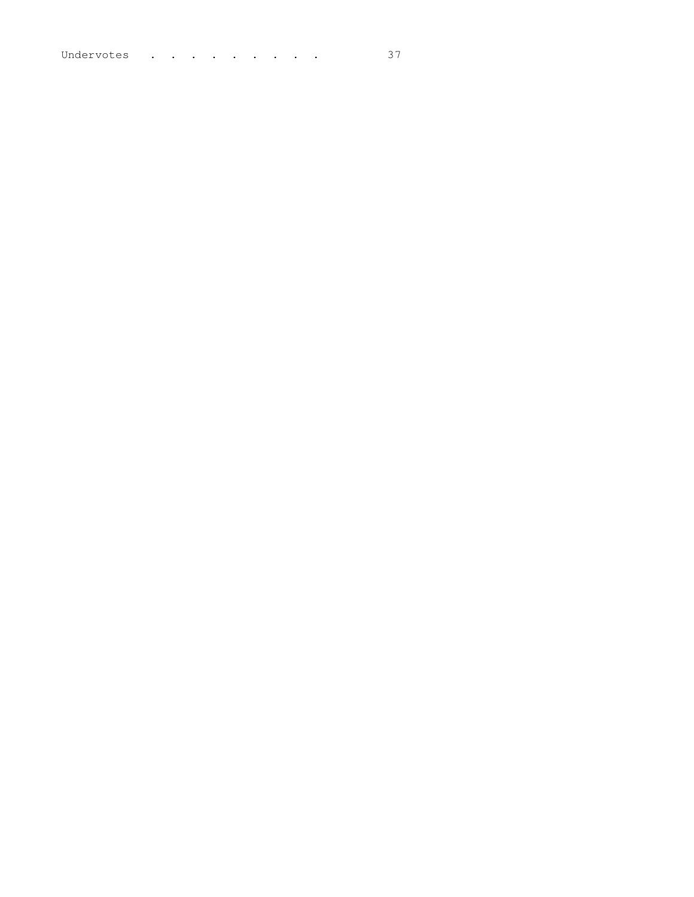Undervotes . . . . . . . . . . 37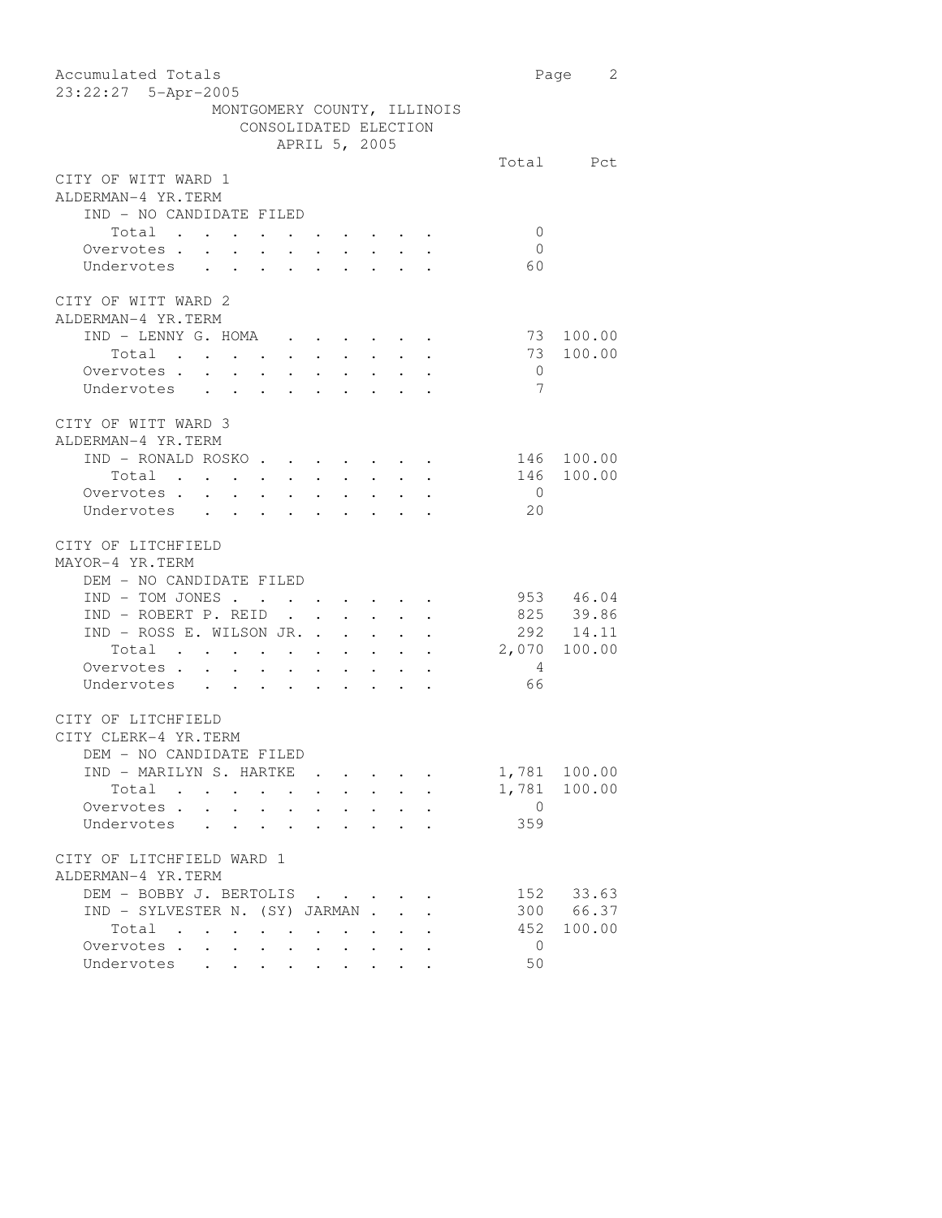Accumulated Totals
23:22:27 5-Apr-2005

MONTGOMERY COUNTY, ILLINOIS
CONSOLIDATED ELECTION
APRIL 5, 2005

| | Total | Pct |
|---|---|---|
| **CITY OF WITT WARD 1** | | |
| **ALDERMAN-4 YR.TERM** | | |
| IND - NO CANDIDATE FILED | | |
| Total | 0 | |
| Overvotes | 0 | |
| Undervotes | 60 | |
| **CITY OF WITT WARD 2** | | |
| **ALDERMAN-4 YR.TERM** | | |
| IND - LENNY G. HOMA | 73 | 100.00 |
| Total | 73 | 100.00 |
| Overvotes | 0 | |
| Undervotes | 7 | |
| **CITY OF WITT WARD 3** | | |
| **ALDERMAN-4 YR.TERM** | | |
| IND - RONALD ROSKO | 146 | 100.00 |
| Total | 146 | 100.00 |
| Overvotes | 0 | |
| Undervotes | 20 | |
| **CITY OF LITCHFIELD** | | |
| **MAYOR-4 YR.TERM** | | |
| DEM - NO CANDIDATE FILED | | |
| IND - TOM JONES | 953 | 46.04 |
| IND - ROBERT P. REID | 825 | 39.86 |
| IND - ROSS E. WILSON JR. | 292 | 14.11 |
| Total | 2,070 | 100.00 |
| Overvotes | 4 | |
| Undervotes | 66 | |
| **CITY OF LITCHFIELD** | | |
| **CITY CLERK-4 YR.TERM** | | |
| DEM - NO CANDIDATE FILED | | |
| IND - MARILYN S. HARTKE | 1,781 | 100.00 |
| Total | 1,781 | 100.00 |
| Overvotes | 0 | |
| Undervotes | 359 | |
| **CITY OF LITCHFIELD WARD 1** | | |
| **ALDERMAN-4 YR.TERM** | | |
| DEM - BOBBY J. BERTOLIS | 152 | 33.63 |
| IND - SYLVESTER N. (SY) JARMAN | 300 | 66.37 |
| Total | 452 | 100.00 |
| Overvotes | 0 | |
| Undervotes | 50 | |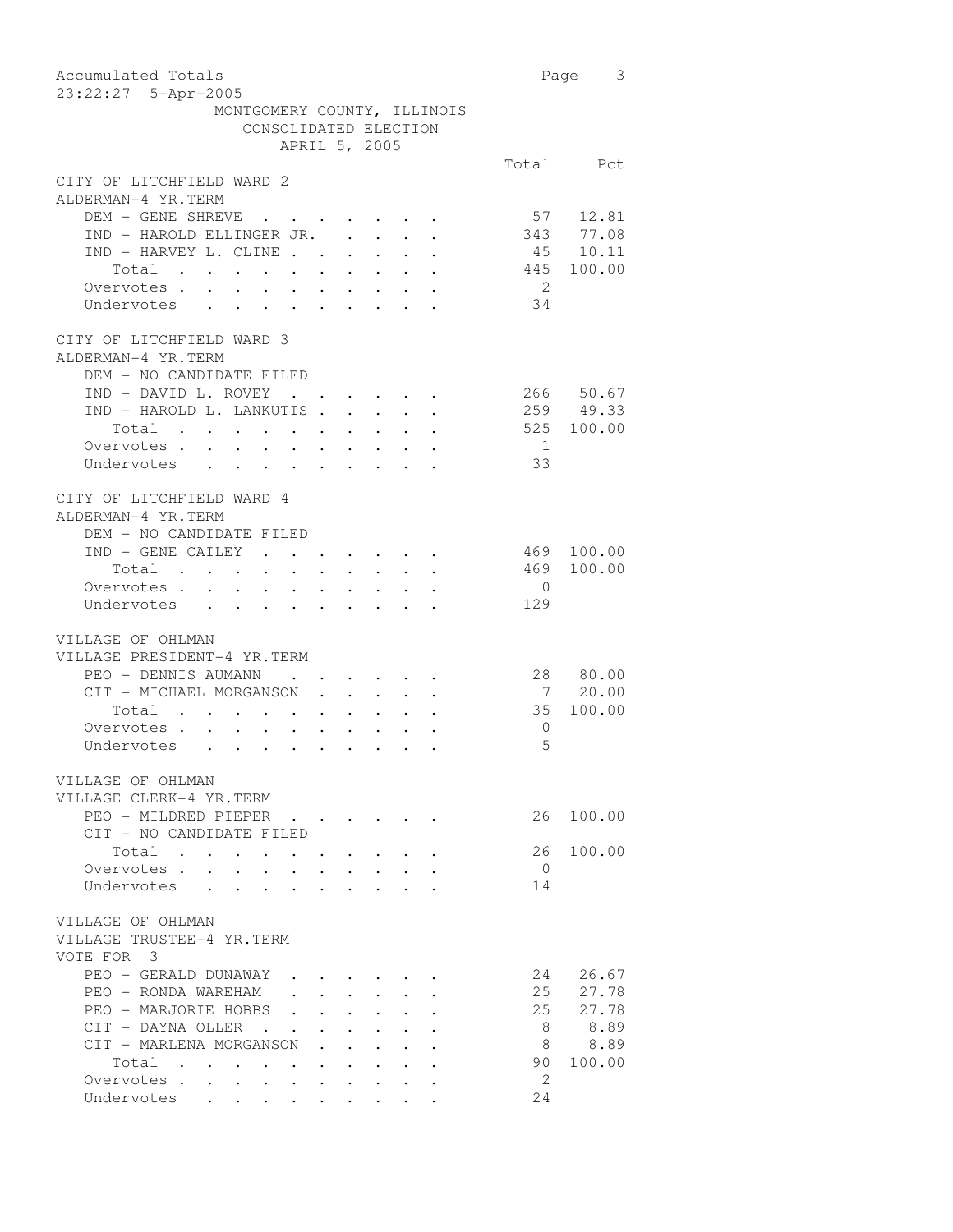Accumulated Totals
23:22:27 5-Apr-2005

MONTGOMERY COUNTY, ILLINOIS
CONSOLIDATED ELECTION
APRIL 5, 2005

## CITY OF LITCHFIELD WARD 2
ALDERMAN-4 YR.TERM

| | Total | Pct |
|---|---|---|
| DEM - GENE SHREVE | 57 | 12.81 |
| IND - HAROLD ELLINGER JR. | 343 | 77.08 |
| IND - HARVEY L. CLINE | 45 | 10.11 |
| Total | 445 | 100.00 |
| Overvotes | 2 | |
| Undervotes | 34 | |

## CITY OF LITCHFIELD WARD 3
ALDERMAN-4 YR.TERM

| | Total | Pct |
|---|---|---|
| DEM - NO CANDIDATE FILED | | |
| IND - DAVID L. ROVEY | 266 | 50.67 |
| IND - HAROLD L. LANKUTIS | 259 | 49.33 |
| Total | 525 | 100.00 |
| Overvotes | 1 | |
| Undervotes | 33 | |

## CITY OF LITCHFIELD WARD 4
ALDERMAN-4 YR.TERM

| | Total | Pct |
|---|---|---|
| DEM - NO CANDIDATE FILED | | |
| IND - GENE CAILEY | 469 | 100.00 |
| Total | 469 | 100.00 |
| Overvotes | 0 | |
| Undervotes | 129 | |

## VILLAGE OF OHLMAN
VILLAGE PRESIDENT-4 YR.TERM

| | Total | Pct |
|---|---|---|
| PEO - DENNIS AUMANN | 28 | 80.00 |
| CIT - MICHAEL MORGANSON | 7 | 20.00 |
| Total | 35 | 100.00 |
| Overvotes | 0 | |
| Undervotes | 5 | |

## VILLAGE OF OHLMAN
VILLAGE CLERK-4 YR.TERM

| | Total | Pct |
|---|---|---|
| PEO - MILDRED PIEPER | 26 | 100.00 |
| CIT - NO CANDIDATE FILED | | |
| Total | 26 | 100.00 |
| Overvotes | 0 | |
| Undervotes | 14 | |

## VILLAGE OF OHLMAN
VILLAGE TRUSTEE-4 YR.TERM
VOTE FOR 3

| | Total | Pct |
|---|---|---|
| PEO - GERALD DUNAWAY | 24 | 26.67 |
| PEO - RONDA WAREHAM | 25 | 27.78 |
| PEO - MARJORIE HOBBS | 25 | 27.78 |
| CIT - DAYNA OLLER | 8 | 8.89 |
| CIT - MARLENA MORGANSON | 8 | 8.89 |
| Total | 90 | 100.00 |
| Overvotes | 2 | |
| Undervotes | 24 | |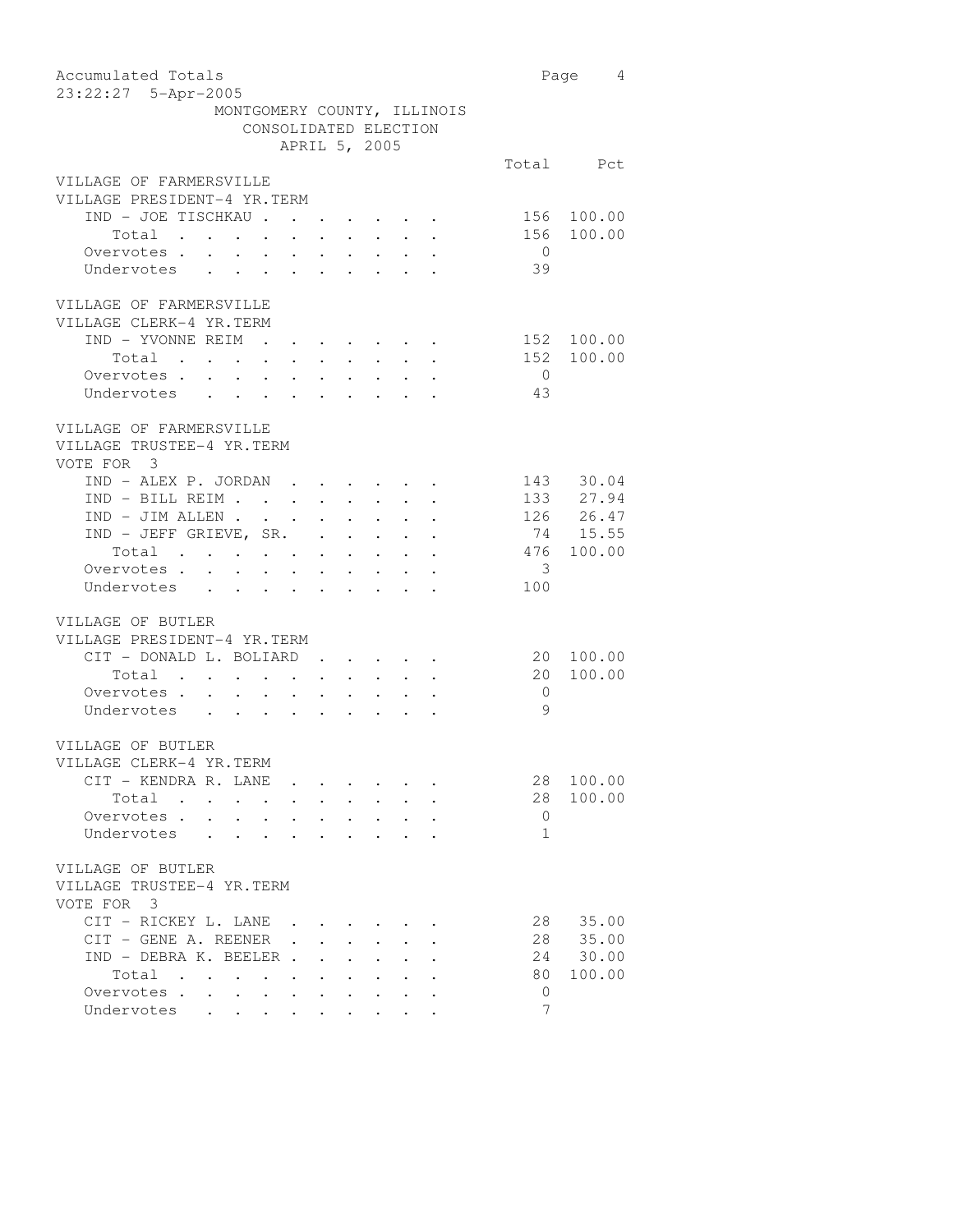Accumulated Totals
23:22:27 5-Apr-2005

MONTGOMERY COUNTY, ILLINOIS
CONSOLIDATED ELECTION
APRIL 5, 2005

### VILLAGE OF FARMERSVILLE
### VILLAGE PRESIDENT-4 YR.TERM

| | Total | Pct |
|---|---|---|
| IND - JOE TISCHKAU | 156 | 100.00 |
| Total | 156 | 100.00 |
| Overvotes | 0 | |
| Undervotes | 39 | |

### VILLAGE OF FARMERSVILLE
### VILLAGE CLERK-4 YR.TERM

| | Total | Pct |
|---|---|---|
| IND - YVONNE REIM | 152 | 100.00 |
| Total | 152 | 100.00 |
| Overvotes | 0 | |
| Undervotes | 43 | |

### VILLAGE OF FARMERSVILLE
### VILLAGE TRUSTEE-4 YR.TERM
VOTE FOR 3

| | Total | Pct |
|---|---|---|
| IND - ALEX P. JORDAN | 143 | 30.04 |
| IND - BILL REIM | 133 | 27.94 |
| IND - JIM ALLEN | 126 | 26.47 |
| IND - JEFF GRIEVE, SR. | 74 | 15.55 |
| Total | 476 | 100.00 |
| Overvotes | 3 | |
| Undervotes | 100 | |

### VILLAGE OF BUTLER
### VILLAGE PRESIDENT-4 YR.TERM

| | Total | Pct |
|---|---|---|
| CIT - DONALD L. BOLIARD | 20 | 100.00 |
| Total | 20 | 100.00 |
| Overvotes | 0 | |
| Undervotes | 9 | |

### VILLAGE OF BUTLER
### VILLAGE CLERK-4 YR.TERM

| | Total | Pct |
|---|---|---|
| CIT - KENDRA R. LANE | 28 | 100.00 |
| Total | 28 | 100.00 |
| Overvotes | 0 | |
| Undervotes | 1 | |

### VILLAGE OF BUTLER
### VILLAGE TRUSTEE-4 YR.TERM
VOTE FOR 3

| | Total | Pct |
|---|---|---|
| CIT - RICKEY L. LANE | 28 | 35.00 |
| CIT - GENE A. REENER | 28 | 35.00 |
| IND - DEBRA K. BEELER | 24 | 30.00 |
| Total | 80 | 100.00 |
| Overvotes | 0 | |
| Undervotes | 7 | |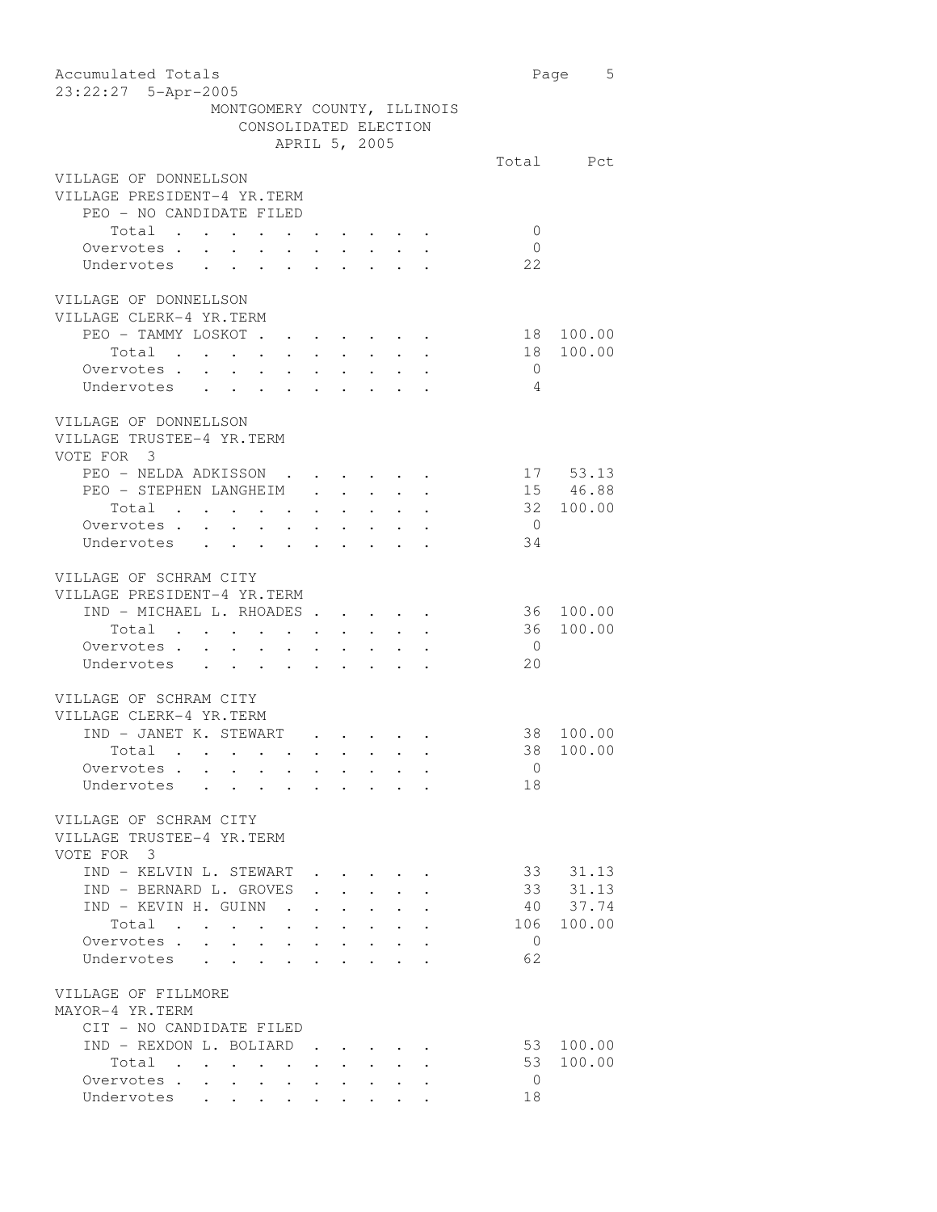MONTGOMERY COUNTY, ILLINOIS
CONSOLIDATED ELECTION
APRIL 5, 2005

**VILLAGE OF DONNELLSON**
**VILLAGE PRESIDENT-4 YR.TERM**

| | Total | Pct |
|---|---|---|
| PEO - NO CANDIDATE FILED | | |
| Total | 0 | |
| Overvotes | 0 | |
| Undervotes | 22 | |

**VILLAGE OF DONNELLSON**
**VILLAGE CLERK-4 YR.TERM**

| | Total | Pct |
|---|---|---|
| PEO - TAMMY LOSKOT | 18 | 100.00 |
| Total | 18 | 100.00 |
| Overvotes | 0 | |
| Undervotes | 4 | |

**VILLAGE OF DONNELLSON**
**VILLAGE TRUSTEE-4 YR.TERM**
VOTE FOR 3

| | Total | Pct |
|---|---|---|
| PEO - NELDA ADKISSON | 17 | 53.13 |
| PEO - STEPHEN LANGHEIM | 15 | 46.88 |
| Total | 32 | 100.00 |
| Overvotes | 0 | |
| Undervotes | 34 | |

**VILLAGE OF SCHRAM CITY**
**VILLAGE PRESIDENT-4 YR.TERM**

| | Total | Pct |
|---|---|---|
| IND - MICHAEL L. RHOADES | 36 | 100.00 |
| Total | 36 | 100.00 |
| Overvotes | 0 | |
| Undervotes | 20 | |

**VILLAGE OF SCHRAM CITY**
**VILLAGE CLERK-4 YR.TERM**

| | Total | Pct |
|---|---|---|
| IND - JANET K. STEWART | 38 | 100.00 |
| Total | 38 | 100.00 |
| Overvotes | 0 | |
| Undervotes | 18 | |

**VILLAGE OF SCHRAM CITY**
**VILLAGE TRUSTEE-4 YR.TERM**
VOTE FOR 3

| | Total | Pct |
|---|---|---|
| IND - KELVIN L. STEWART | 33 | 31.13 |
| IND - BERNARD L. GROVES | 33 | 31.13 |
| IND - KEVIN H. GUINN | 40 | 37.74 |
| Total | 106 | 100.00 |
| Overvotes | 0 | |
| Undervotes | 62 | |

**VILLAGE OF FILLMORE**
**MAYOR-4 YR.TERM**

| | Total | Pct |
|---|---|---|
| CIT - NO CANDIDATE FILED | | |
| IND - REXDON L. BOLIARD | 53 | 100.00 |
| Total | 53 | 100.00 |
| Overvotes | 0 | |
| Undervotes | 18 | |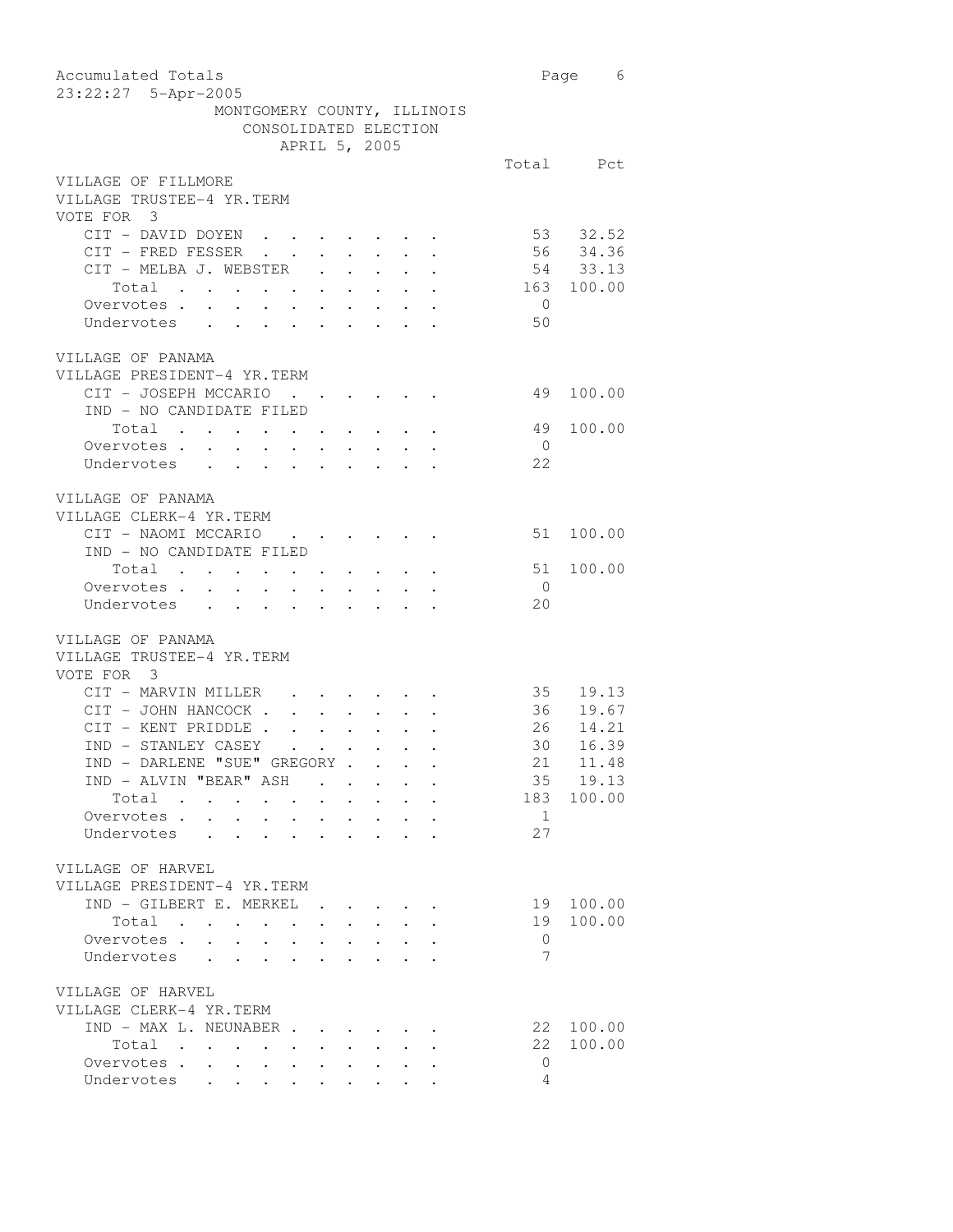Accumulated Totals
23:22:27 5-Apr-2005

MONTGOMERY COUNTY, ILLINOIS
CONSOLIDATED ELECTION
APRIL 5, 2005

**VILLAGE OF FILLMORE**
**VILLAGE TRUSTEE-4 YR.TERM**
VOTE FOR 3

| | Total | Pct |
|---|---|---|
| CIT - DAVID DOYEN | 53 | 32.52 |
| CIT - FRED FESSER | 56 | 34.36 |
| CIT - MELBA J. WEBSTER | 54 | 33.13 |
| Total | 163 | 100.00 |
| Overvotes | 0 | |
| Undervotes | 50 | |

**VILLAGE OF PANAMA**
**VILLAGE PRESIDENT-4 YR.TERM**

| | Total | Pct |
|---|---|---|
| CIT - JOSEPH MCCARIO | 49 | 100.00 |
| IND - NO CANDIDATE FILED | | |
| Total | 49 | 100.00 |
| Overvotes | 0 | |
| Undervotes | 22 | |

**VILLAGE OF PANAMA**
**VILLAGE CLERK-4 YR.TERM**

| | Total | Pct |
|---|---|---|
| CIT - NAOMI MCCARIO | 51 | 100.00 |
| IND - NO CANDIDATE FILED | | |
| Total | 51 | 100.00 |
| Overvotes | 0 | |
| Undervotes | 20 | |

**VILLAGE OF PANAMA**
**VILLAGE TRUSTEE-4 YR.TERM**
VOTE FOR 3

| | Total | Pct |
|---|---|---|
| CIT - MARVIN MILLER | 35 | 19.13 |
| CIT - JOHN HANCOCK | 36 | 19.67 |
| CIT - KENT PRIDDLE | 26 | 14.21 |
| IND - STANLEY CASEY | 30 | 16.39 |
| IND - DARLENE "SUE" GREGORY | 21 | 11.48 |
| IND - ALVIN "BEAR" ASH | 35 | 19.13 |
| Total | 183 | 100.00 |
| Overvotes | 1 | |
| Undervotes | 27 | |

**VILLAGE OF HARVEL**
**VILLAGE PRESIDENT-4 YR.TERM**

| | Total | Pct |
|---|---|---|
| IND - GILBERT E. MERKEL | 19 | 100.00 |
| Total | 19 | 100.00 |
| Overvotes | 0 | |
| Undervotes | 7 | |

**VILLAGE OF HARVEL**
**VILLAGE CLERK-4 YR.TERM**

| | Total | Pct |
|---|---|---|
| IND - MAX L. NEUNABER | 22 | 100.00 |
| Total | 22 | 100.00 |
| Overvotes | 0 | |
| Undervotes | 4 | |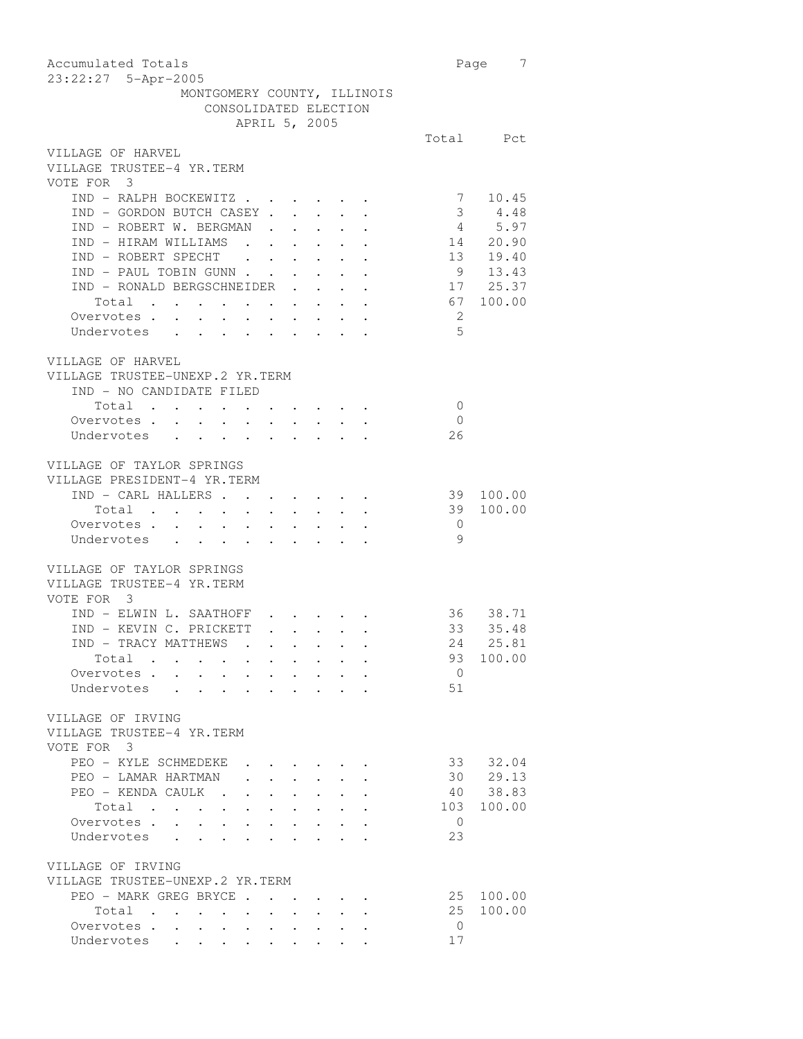Accumulated Totals
23:22:27 5-Apr-2005

MONTGOMERY COUNTY, ILLINOIS
CONSOLIDATED ELECTION
APRIL 5, 2005

**VILLAGE OF HARVEL**
**VILLAGE TRUSTEE-4 YR.TERM**
VOTE FOR 3

| | Total | Pct |
|---|---|---|
| IND - RALPH BOCKEWITZ | 7 | 10.45 |
| IND - GORDON BUTCH CASEY | 3 | 4.48 |
| IND - ROBERT W. BERGMAN | 4 | 5.97 |
| IND - HIRAM WILLIAMS | 14 | 20.90 |
| IND - ROBERT SPECHT | 13 | 19.40 |
| IND - PAUL TOBIN GUNN | 9 | 13.43 |
| IND - RONALD BERGSCHNEIDER | 17 | 25.37 |
| Total | 67 | 100.00 |
| Overvotes | 2 | |
| Undervotes | 5 | |

**VILLAGE OF HARVEL**
**VILLAGE TRUSTEE-UNEXP.2 YR.TERM**

| | Total | Pct |
|---|---|---|
| IND - NO CANDIDATE FILED | | |
| Total | 0 | |
| Overvotes | 0 | |
| Undervotes | 26 | |

**VILLAGE OF TAYLOR SPRINGS**
**VILLAGE PRESIDENT-4 YR.TERM**

| | Total | Pct |
|---|---|---|
| IND - CARL HALLERS | 39 | 100.00 |
| Total | 39 | 100.00 |
| Overvotes | 0 | |
| Undervotes | 9 | |

**VILLAGE OF TAYLOR SPRINGS**
**VILLAGE TRUSTEE-4 YR.TERM**
VOTE FOR 3

| | Total | Pct |
|---|---|---|
| IND - ELWIN L. SAATHOFF | 36 | 38.71 |
| IND - KEVIN C. PRICKETT | 33 | 35.48 |
| IND - TRACY MATTHEWS | 24 | 25.81 |
| Total | 93 | 100.00 |
| Overvotes | 0 | |
| Undervotes | 51 | |

**VILLAGE OF IRVING**
**VILLAGE TRUSTEE-4 YR.TERM**
VOTE FOR 3

| | Total | Pct |
|---|---|---|
| PEO - KYLE SCHMEDEKE | 33 | 32.04 |
| PEO - LAMAR HARTMAN | 30 | 29.13 |
| PEO - KENDA CAULK | 40 | 38.83 |
| Total | 103 | 100.00 |
| Overvotes | 0 | |
| Undervotes | 23 | |

**VILLAGE OF IRVING**
**VILLAGE TRUSTEE-UNEXP.2 YR.TERM**

| | Total | Pct |
|---|---|---|
| PEO - MARK GREG BRYCE | 25 | 100.00 |
| Total | 25 | 100.00 |
| Overvotes | 0 | |
| Undervotes | 17 | |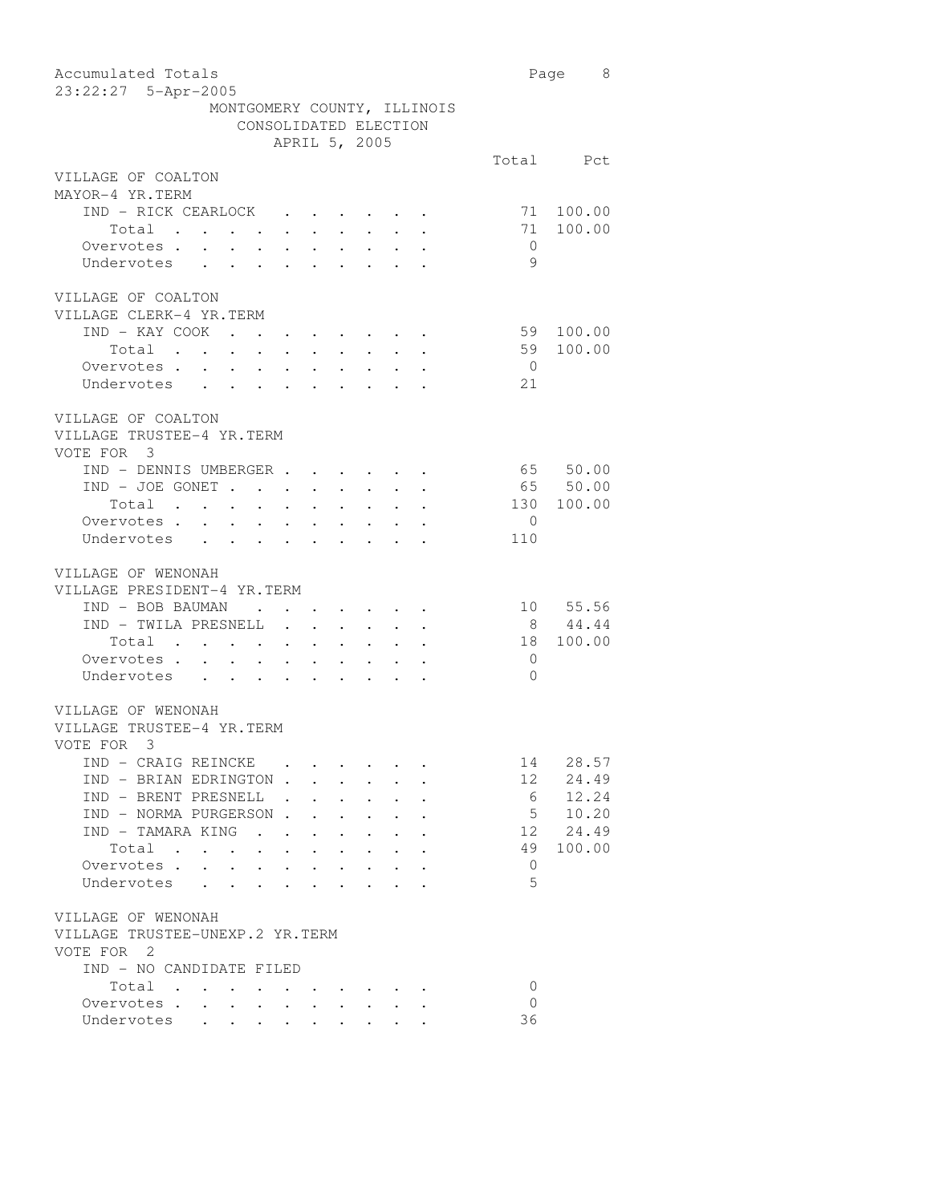Accumulated Totals
23:22:27 5-Apr-2005

MONTGOMERY COUNTY, ILLINOIS
CONSOLIDATED ELECTION
APRIL 5, 2005

### VILLAGE OF COALTON
MAYOR-4 YR.TERM

| | Total | Pct |
|---|---|---|
| IND - RICK CEARLOCK | 71 | 100.00 |
| Total | 71 | 100.00 |
| Overvotes | 0 | |
| Undervotes | 9 | |

### VILLAGE OF COALTON
VILLAGE CLERK-4 YR.TERM

| | Total | Pct |
|---|---|---|
| IND - KAY COOK | 59 | 100.00 |
| Total | 59 | 100.00 |
| Overvotes | 0 | |
| Undervotes | 21 | |

### VILLAGE OF COALTON
VILLAGE TRUSTEE-4 YR.TERM
VOTE FOR 3

| | Total | Pct |
|---|---|---|
| IND - DENNIS UMBERGER | 65 | 50.00 |
| IND - JOE GONET | 65 | 50.00 |
| Total | 130 | 100.00 |
| Overvotes | 0 | |
| Undervotes | 110 | |

### VILLAGE OF WENONAH
VILLAGE PRESIDENT-4 YR.TERM

| | Total | Pct |
|---|---|---|
| IND - BOB BAUMAN | 10 | 55.56 |
| IND - TWILA PRESNELL | 8 | 44.44 |
| Total | 18 | 100.00 |
| Overvotes | 0 | |
| Undervotes | 0 | |

### VILLAGE OF WENONAH
VILLAGE TRUSTEE-4 YR.TERM
VOTE FOR 3

| | Total | Pct |
|---|---|---|
| IND - CRAIG REINCKE | 14 | 28.57 |
| IND - BRIAN EDRINGTON | 12 | 24.49 |
| IND - BRENT PRESNELL | 6 | 12.24 |
| IND - NORMA PURGERSON | 5 | 10.20 |
| IND - TAMARA KING | 12 | 24.49 |
| Total | 49 | 100.00 |
| Overvotes | 0 | |
| Undervotes | 5 | |

### VILLAGE OF WENONAH
VILLAGE TRUSTEE-UNEXP.2 YR.TERM
VOTE FOR 2

| | Total | Pct |
|---|---|---|
| IND - NO CANDIDATE FILED | | |
| Total | 0 | |
| Overvotes | 0 | |
| Undervotes | 36 | |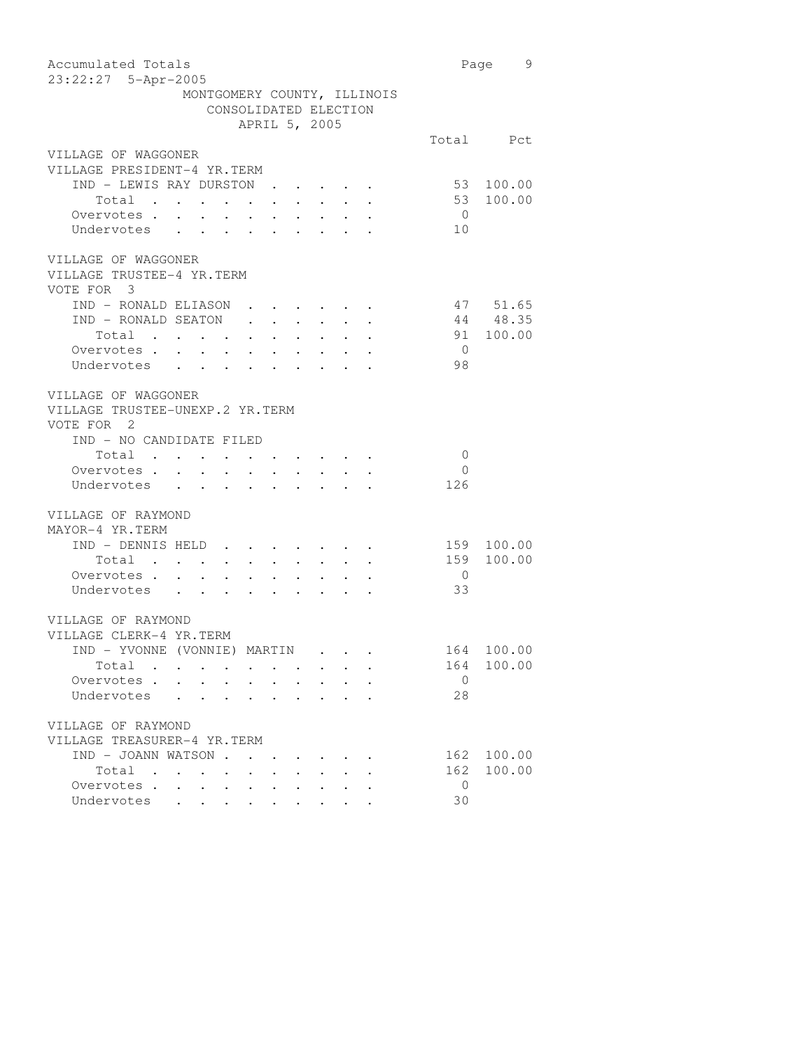Accumulated Totals
23:22:27 5-Apr-2005

MONTGOMERY COUNTY, ILLINOIS
CONSOLIDATED ELECTION
APRIL 5, 2005

**VILLAGE OF WAGGONER**
**VILLAGE PRESIDENT-4 YR.TERM**

| | Total | Pct |
|---|---|---|
| IND - LEWIS RAY DURSTON | 53 | 100.00 |
| Total | 53 | 100.00 |
| Overvotes | 0 | |
| Undervotes | 10 | |

**VILLAGE OF WAGGONER**
**VILLAGE TRUSTEE-4 YR.TERM**
VOTE FOR 3

| | Total | Pct |
|---|---|---|
| IND - RONALD ELIASON | 47 | 51.65 |
| IND - RONALD SEATON | 44 | 48.35 |
| Total | 91 | 100.00 |
| Overvotes | 0 | |
| Undervotes | 98 | |

**VILLAGE OF WAGGONER**
**VILLAGE TRUSTEE-UNEXP.2 YR.TERM**
VOTE FOR 2

| | Total | Pct |
|---|---|---|
| IND - NO CANDIDATE FILED | | |
| Total | 0 | |
| Overvotes | 0 | |
| Undervotes | 126 | |

**VILLAGE OF RAYMOND**
**MAYOR-4 YR.TERM**

| | Total | Pct |
|---|---|---|
| IND - DENNIS HELD | 159 | 100.00 |
| Total | 159 | 100.00 |
| Overvotes | 0 | |
| Undervotes | 33 | |

**VILLAGE OF RAYMOND**
**VILLAGE CLERK-4 YR.TERM**

| | Total | Pct |
|---|---|---|
| IND - YVONNE (VONNIE) MARTIN | 164 | 100.00 |
| Total | 164 | 100.00 |
| Overvotes | 0 | |
| Undervotes | 28 | |

**VILLAGE OF RAYMOND**
**VILLAGE TREASURER-4 YR.TERM**

| | Total | Pct |
|---|---|---|
| IND - JOANN WATSON | 162 | 100.00 |
| Total | 162 | 100.00 |
| Overvotes | 0 | |
| Undervotes | 30 | |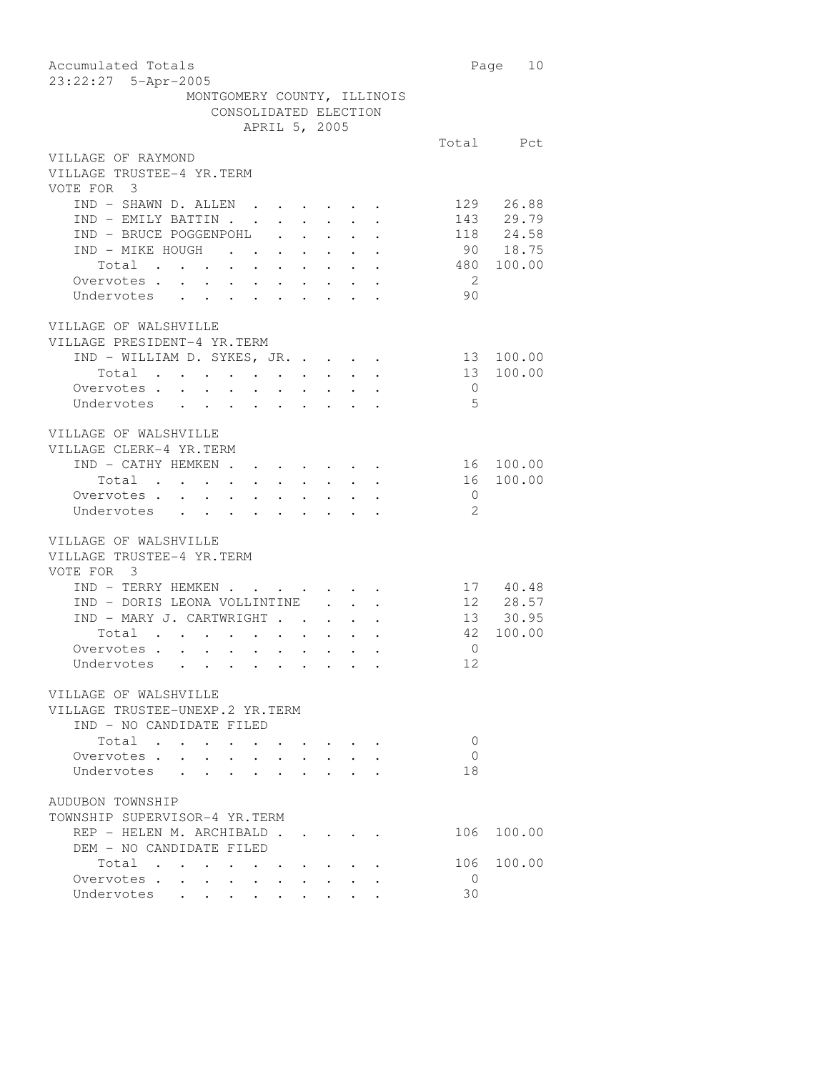MONTGOMERY COUNTY, ILLINOIS
CONSOLIDATED ELECTION
APRIL 5, 2005

### VILLAGE OF RAYMOND
VILLAGE TRUSTEE-4 YR.TERM
VOTE FOR 3

| | Total | Pct |
|---|---|---|
| IND - SHAWN D. ALLEN | 129 | 26.88 |
| IND - EMILY BATTIN | 143 | 29.79 |
| IND - BRUCE POGGENPOHL | 118 | 24.58 |
| IND - MIKE HOUGH | 90 | 18.75 |
| Total | 480 | 100.00 |
| Overvotes | 2 | |
| Undervotes | 90 | |

### VILLAGE OF WALSHVILLE
VILLAGE PRESIDENT-4 YR.TERM

| | Total | Pct |
|---|---|---|
| IND - WILLIAM D. SYKES, JR. | 13 | 100.00 |
| Total | 13 | 100.00 |
| Overvotes | 0 | |
| Undervotes | 5 | |

### VILLAGE OF WALSHVILLE
VILLAGE CLERK-4 YR.TERM

| | Total | Pct |
|---|---|---|
| IND - CATHY HEMKEN | 16 | 100.00 |
| Total | 16 | 100.00 |
| Overvotes | 0 | |
| Undervotes | 2 | |

### VILLAGE OF WALSHVILLE
VILLAGE TRUSTEE-4 YR.TERM
VOTE FOR 3

| | Total | Pct |
|---|---|---|
| IND - TERRY HEMKEN | 17 | 40.48 |
| IND - DORIS LEONA VOLLINTINE | 12 | 28.57 |
| IND - MARY J. CARTWRIGHT | 13 | 30.95 |
| Total | 42 | 100.00 |
| Overvotes | 0 | |
| Undervotes | 12 | |

### VILLAGE OF WALSHVILLE
VILLAGE TRUSTEE-UNEXP.2 YR.TERM

| | Total | Pct |
|---|---|---|
| IND - NO CANDIDATE FILED | | |
| Total | 0 | |
| Overvotes | 0 | |
| Undervotes | 18 | |

### AUDUBON TOWNSHIP
TOWNSHIP SUPERVISOR-4 YR.TERM

| | Total | Pct |
|---|---|---|
| REP - HELEN M. ARCHIBALD | 106 | 100.00 |
| DEM - NO CANDIDATE FILED | | |
| Total | 106 | 100.00 |
| Overvotes | 0 | |
| Undervotes | 30 | |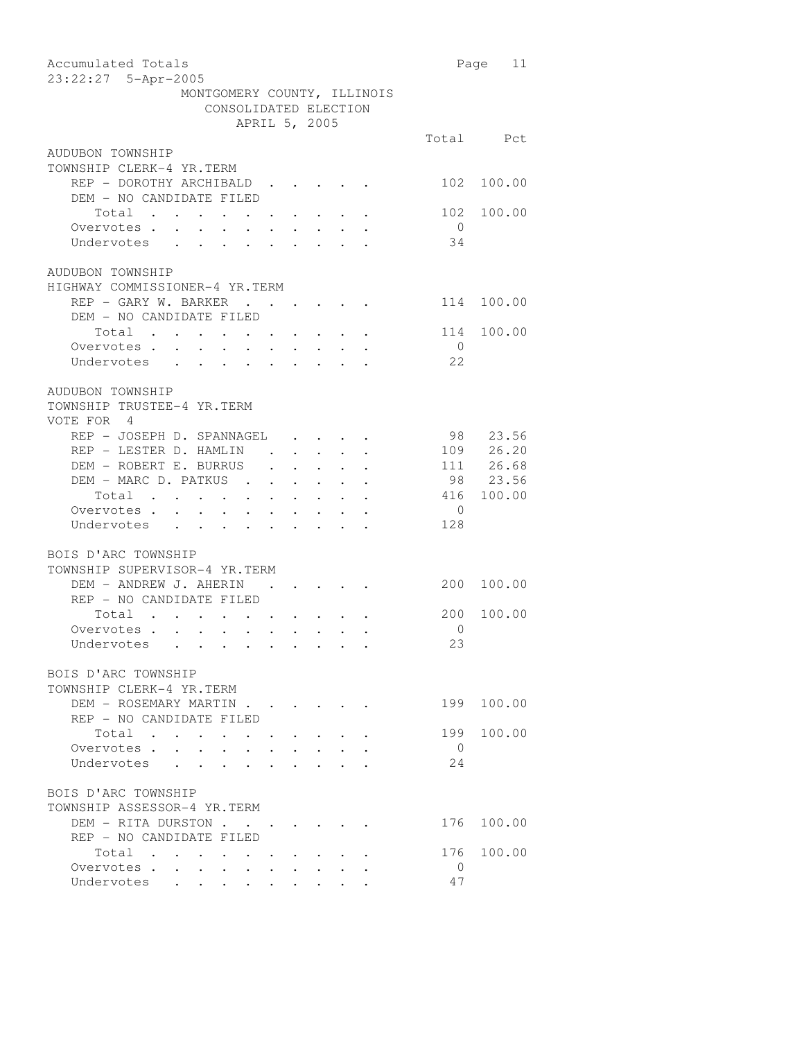MONTGOMERY COUNTY, ILLINOIS
CONSOLIDATED ELECTION
APRIL 5, 2005

### AUDUBON TOWNSHIP
TOWNSHIP CLERK-4 YR.TERM

| | Total | Pct |
|---|---|---|
| REP - DOROTHY ARCHIBALD | 102 | 100.00 |
| DEM - NO CANDIDATE FILED | | |
| Total | 102 | 100.00 |
| Overvotes | 0 | |
| Undervotes | 34 | |

### AUDUBON TOWNSHIP
HIGHWAY COMMISSIONER-4 YR.TERM

| | Total | Pct |
|---|---|---|
| REP - GARY W. BARKER | 114 | 100.00 |
| DEM - NO CANDIDATE FILED | | |
| Total | 114 | 100.00 |
| Overvotes | 0 | |
| Undervotes | 22 | |

### AUDUBON TOWNSHIP
TOWNSHIP TRUSTEE-4 YR.TERM
VOTE FOR 4

| | Total | Pct |
|---|---|---|
| REP - JOSEPH D. SPANNAGEL | 98 | 23.56 |
| REP - LESTER D. HAMLIN | 109 | 26.20 |
| DEM - ROBERT E. BURRUS | 111 | 26.68 |
| DEM - MARC D. PATKUS | 98 | 23.56 |
| Total | 416 | 100.00 |
| Overvotes | 0 | |
| Undervotes | 128 | |

### BOIS D'ARC TOWNSHIP
TOWNSHIP SUPERVISOR-4 YR.TERM

| | Total | Pct |
|---|---|---|
| DEM - ANDREW J. AHERIN | 200 | 100.00 |
| REP - NO CANDIDATE FILED | | |
| Total | 200 | 100.00 |
| Overvotes | 0 | |
| Undervotes | 23 | |

### BOIS D'ARC TOWNSHIP
TOWNSHIP CLERK-4 YR.TERM

| | Total | Pct |
|---|---|---|
| DEM - ROSEMARY MARTIN | 199 | 100.00 |
| REP - NO CANDIDATE FILED | | |
| Total | 199 | 100.00 |
| Overvotes | 0 | |
| Undervotes | 24 | |

### BOIS D'ARC TOWNSHIP
TOWNSHIP ASSESSOR-4 YR.TERM

| | Total | Pct |
|---|---|---|
| DEM - RITA DURSTON | 176 | 100.00 |
| REP - NO CANDIDATE FILED | | |
| Total | 176 | 100.00 |
| Overvotes | 0 | |
| Undervotes | 47 | |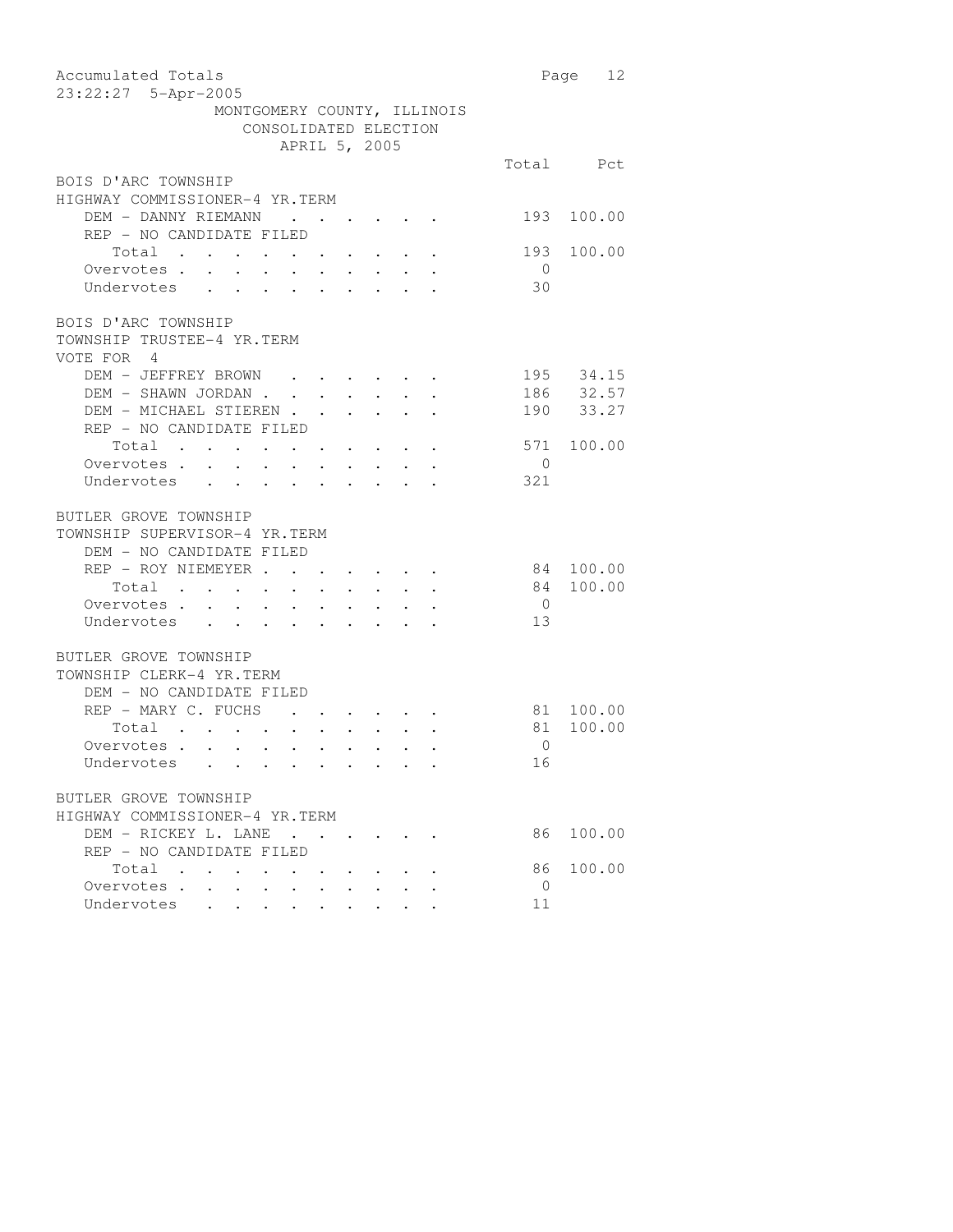MONTGOMERY COUNTY, ILLINOIS
CONSOLIDATED ELECTION
APRIL 5, 2005

| | Total | Pct |
|---|---|---|
| **BOIS D'ARC TOWNSHIP** | | |
| **HIGHWAY COMMISSIONER-4 YR.TERM** | | |
| DEM - DANNY RIEMANN | 193 | 100.00 |
| REP - NO CANDIDATE FILED | | |
| Total | 193 | 100.00 |
| Overvotes | 0 | |
| Undervotes | 30 | |
| **BOIS D'ARC TOWNSHIP** | | |
| **TOWNSHIP TRUSTEE-4 YR.TERM** | | |
| VOTE FOR 4 | | |
| DEM - JEFFREY BROWN | 195 | 34.15 |
| DEM - SHAWN JORDAN | 186 | 32.57 |
| DEM - MICHAEL STIEREN | 190 | 33.27 |
| REP - NO CANDIDATE FILED | | |
| Total | 571 | 100.00 |
| Overvotes | 0 | |
| Undervotes | 321 | |
| **BUTLER GROVE TOWNSHIP** | | |
| **TOWNSHIP SUPERVISOR-4 YR.TERM** | | |
| DEM - NO CANDIDATE FILED | | |
| REP - ROY NIEMEYER | 84 | 100.00 |
| Total | 84 | 100.00 |
| Overvotes | 0 | |
| Undervotes | 13 | |
| **BUTLER GROVE TOWNSHIP** | | |
| **TOWNSHIP CLERK-4 YR.TERM** | | |
| DEM - NO CANDIDATE FILED | | |
| REP - MARY C. FUCHS | 81 | 100.00 |
| Total | 81 | 100.00 |
| Overvotes | 0 | |
| Undervotes | 16 | |
| **BUTLER GROVE TOWNSHIP** | | |
| **HIGHWAY COMMISSIONER-4 YR.TERM** | | |
| DEM - RICKEY L. LANE | 86 | 100.00 |
| REP - NO CANDIDATE FILED | | |
| Total | 86 | 100.00 |
| Overvotes | 0 | |
| Undervotes | 11 | |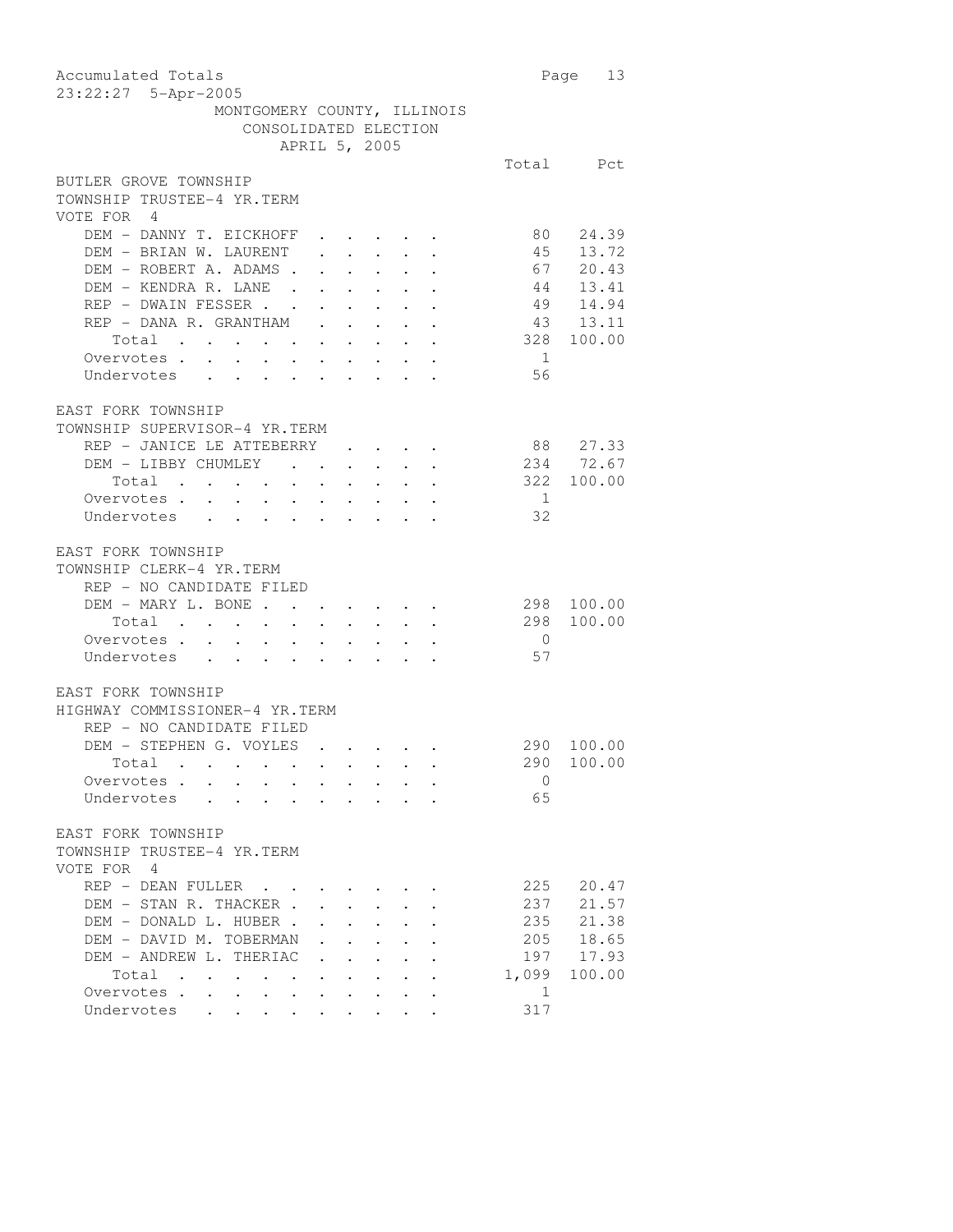Accumulated Totals
23:22:27 5-Apr-2005

MONTGOMERY COUNTY, ILLINOIS
CONSOLIDATED ELECTION
APRIL 5, 2005

## BUTLER GROVE TOWNSHIP
### TOWNSHIP TRUSTEE-4 YR.TERM
VOTE FOR 4

| | Total | Pct |
|---|---|---|
| DEM - DANNY T. EICKHOFF | 80 | 24.39 |
| DEM - BRIAN W. LAURENT | 45 | 13.72 |
| DEM - ROBERT A. ADAMS | 67 | 20.43 |
| DEM - KENDRA R. LANE | 44 | 13.41 |
| REP - DWAIN FESSER | 49 | 14.94 |
| REP - DANA R. GRANTHAM | 43 | 13.11 |
| Total | 328 | 100.00 |
| Overvotes | 1 | |
| Undervotes | 56 | |

## EAST FORK TOWNSHIP
### TOWNSHIP SUPERVISOR-4 YR.TERM

| | Total | Pct |
|---|---|---|
| REP - JANICE LE ATTEBERRY | 88 | 27.33 |
| DEM - LIBBY CHUMLEY | 234 | 72.67 |
| Total | 322 | 100.00 |
| Overvotes | 1 | |
| Undervotes | 32 | |

## EAST FORK TOWNSHIP
### TOWNSHIP CLERK-4 YR.TERM

| | Total | Pct |
|---|---|---|
| REP - NO CANDIDATE FILED | | |
| DEM - MARY L. BONE | 298 | 100.00 |
| Total | 298 | 100.00 |
| Overvotes | 0 | |
| Undervotes | 57 | |

## EAST FORK TOWNSHIP
### HIGHWAY COMMISSIONER-4 YR.TERM

| | Total | Pct |
|---|---|---|
| REP - NO CANDIDATE FILED | | |
| DEM - STEPHEN G. VOYLES | 290 | 100.00 |
| Total | 290 | 100.00 |
| Overvotes | 0 | |
| Undervotes | 65 | |

## EAST FORK TOWNSHIP
### TOWNSHIP TRUSTEE-4 YR.TERM
VOTE FOR 4

| | Total | Pct |
|---|---|---|
| REP - DEAN FULLER | 225 | 20.47 |
| DEM - STAN R. THACKER | 237 | 21.57 |
| DEM - DONALD L. HUBER | 235 | 21.38 |
| DEM - DAVID M. TOBERMAN | 205 | 18.65 |
| DEM - ANDREW L. THERIAC | 197 | 17.93 |
| Total | 1,099 | 100.00 |
| Overvotes | 1 | |
| Undervotes | 317 | |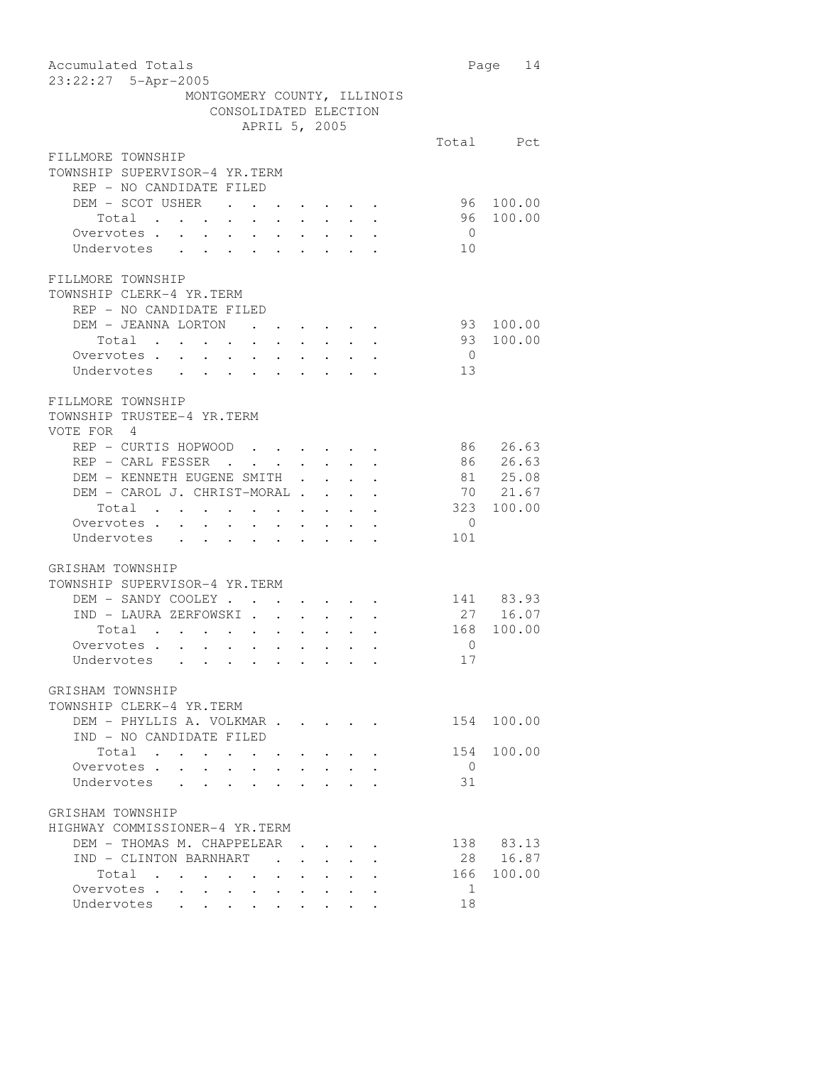Accumulated Totals
23:22:27 5-Apr-2005

MONTGOMERY COUNTY, ILLINOIS
CONSOLIDATED ELECTION
APRIL 5, 2005

**FILLMORE TOWNSHIP**
**TOWNSHIP SUPERVISOR-4 YR.TERM**

| | Total | Pct |
|---|---|---|
| REP - NO CANDIDATE FILED | | |
| DEM - SCOT USHER | 96 | 100.00 |
| Total | 96 | 100.00 |
| Overvotes | 0 | |
| Undervotes | 10 | |

**FILLMORE TOWNSHIP**
**TOWNSHIP CLERK-4 YR.TERM**

| | Total | Pct |
|---|---|---|
| REP - NO CANDIDATE FILED | | |
| DEM - JEANNA LORTON | 93 | 100.00 |
| Total | 93 | 100.00 |
| Overvotes | 0 | |
| Undervotes | 13 | |

**FILLMORE TOWNSHIP**
**TOWNSHIP TRUSTEE-4 YR.TERM**
VOTE FOR 4

| | Total | Pct |
|---|---|---|
| REP - CURTIS HOPWOOD | 86 | 26.63 |
| REP - CARL FESSER | 86 | 26.63 |
| DEM - KENNETH EUGENE SMITH | 81 | 25.08 |
| DEM - CAROL J. CHRIST-MORAL | 70 | 21.67 |
| Total | 323 | 100.00 |
| Overvotes | 0 | |
| Undervotes | 101 | |

**GRISHAM TOWNSHIP**
**TOWNSHIP SUPERVISOR-4 YR.TERM**

| | Total | Pct |
|---|---|---|
| DEM - SANDY COOLEY | 141 | 83.93 |
| IND - LAURA ZERFOWSKI | 27 | 16.07 |
| Total | 168 | 100.00 |
| Overvotes | 0 | |
| Undervotes | 17 | |

**GRISHAM TOWNSHIP**
**TOWNSHIP CLERK-4 YR.TERM**

| | Total | Pct |
|---|---|---|
| DEM - PHYLLIS A. VOLKMAR | 154 | 100.00 |
| IND - NO CANDIDATE FILED | | |
| Total | 154 | 100.00 |
| Overvotes | 0 | |
| Undervotes | 31 | |

**GRISHAM TOWNSHIP**
**HIGHWAY COMMISSIONER-4 YR.TERM**

| | Total | Pct |
|---|---|---|
| DEM - THOMAS M. CHAPPELEAR | 138 | 83.13 |
| IND - CLINTON BARNHART | 28 | 16.87 |
| Total | 166 | 100.00 |
| Overvotes | 1 | |
| Undervotes | 18 | |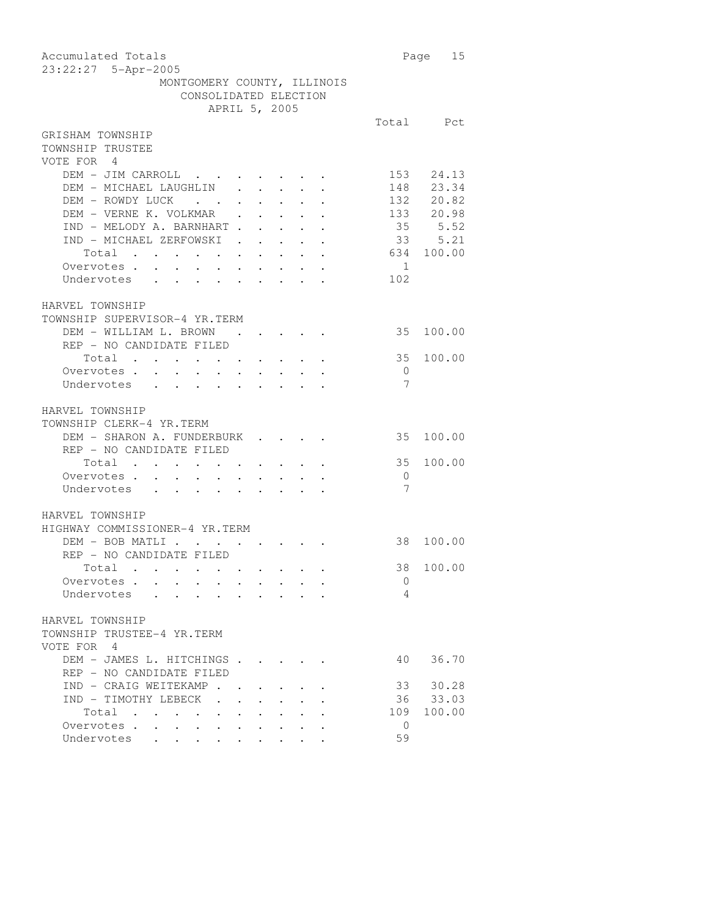MONTGOMERY COUNTY, ILLINOIS
CONSOLIDATED ELECTION
APRIL 5, 2005

## GRISHAM TOWNSHIP
### TOWNSHIP TRUSTEE
VOTE FOR 4

| | Total | Pct |
|---|---|---|
| DEM - JIM CARROLL | 153 | 24.13 |
| DEM - MICHAEL LAUGHLIN | 148 | 23.34 |
| DEM - ROWDY LUCK | 132 | 20.82 |
| DEM - VERNE K. VOLKMAR | 133 | 20.98 |
| IND - MELODY A. BARNHART | 35 | 5.52 |
| IND - MICHAEL ZERFOWSKI | 33 | 5.21 |
| Total | 634 | 100.00 |
| Overvotes | 1 | |
| Undervotes | 102 | |

## HARVEL TOWNSHIP
### TOWNSHIP SUPERVISOR-4 YR.TERM

| | Total | Pct |
|---|---|---|
| DEM - WILLIAM L. BROWN | 35 | 100.00 |
| REP - NO CANDIDATE FILED | | |
| Total | 35 | 100.00 |
| Overvotes | 0 | |
| Undervotes | 7 | |

## HARVEL TOWNSHIP
### TOWNSHIP CLERK-4 YR.TERM

| | Total | Pct |
|---|---|---|
| DEM - SHARON A. FUNDERBURK | 35 | 100.00 |
| REP - NO CANDIDATE FILED | | |
| Total | 35 | 100.00 |
| Overvotes | 0 | |
| Undervotes | 7 | |

## HARVEL TOWNSHIP
### HIGHWAY COMMISSIONER-4 YR.TERM

| | Total | Pct |
|---|---|---|
| DEM - BOB MATLI | 38 | 100.00 |
| REP - NO CANDIDATE FILED | | |
| Total | 38 | 100.00 |
| Overvotes | 0 | |
| Undervotes | 4 | |

## HARVEL TOWNSHIP
### TOWNSHIP TRUSTEE-4 YR.TERM
VOTE FOR 4

| | Total | Pct |
|---|---|---|
| DEM - JAMES L. HITCHINGS | 40 | 36.70 |
| REP - NO CANDIDATE FILED | | |
| IND - CRAIG WEITEKAMP | 33 | 30.28 |
| IND - TIMOTHY LEBECK | 36 | 33.03 |
| Total | 109 | 100.00 |
| Overvotes | 0 | |
| Undervotes | 59 | |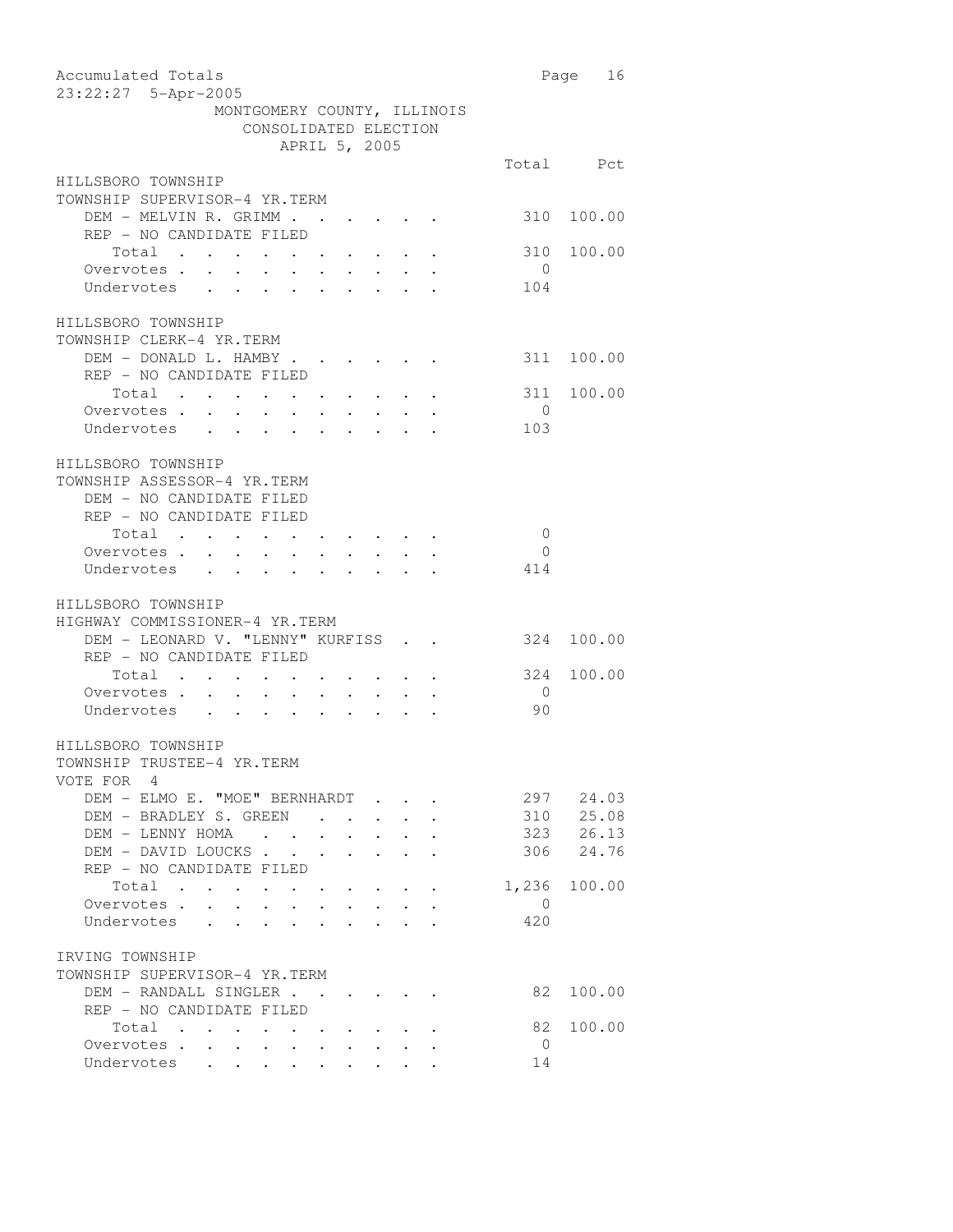Accumulated Totals
23:22:27 5-Apr-2005

MONTGOMERY COUNTY, ILLINOIS
CONSOLIDATED ELECTION
APRIL 5, 2005

### HILLSBORO TOWNSHIP
#### TOWNSHIP SUPERVISOR-4 YR.TERM

| | Total | Pct |
|---|---|---|
| DEM - MELVIN R. GRIMM | 310 | 100.00 |
| REP - NO CANDIDATE FILED | | |
| Total | 310 | 100.00 |
| Overvotes | 0 | |
| Undervotes | 104 | |

### HILLSBORO TOWNSHIP
#### TOWNSHIP CLERK-4 YR.TERM

| | Total | Pct |
|---|---|---|
| DEM - DONALD L. HAMBY | 311 | 100.00 |
| REP - NO CANDIDATE FILED | | |
| Total | 311 | 100.00 |
| Overvotes | 0 | |
| Undervotes | 103 | |

### HILLSBORO TOWNSHIP
#### TOWNSHIP ASSESSOR-4 YR.TERM

| | Total | Pct |
|---|---|---|
| DEM - NO CANDIDATE FILED | | |
| REP - NO CANDIDATE FILED | | |
| Total | 0 | |
| Overvotes | 0 | |
| Undervotes | 414 | |

### HILLSBORO TOWNSHIP
#### HIGHWAY COMMISSIONER-4 YR.TERM

| | Total | Pct |
|---|---|---|
| DEM - LEONARD V. "LENNY" KURFISS | 324 | 100.00 |
| REP - NO CANDIDATE FILED | | |
| Total | 324 | 100.00 |
| Overvotes | 0 | |
| Undervotes | 90 | |

### HILLSBORO TOWNSHIP
#### TOWNSHIP TRUSTEE-4 YR.TERM
VOTE FOR 4

| | Total | Pct |
|---|---|---|
| DEM - ELMO E. "MOE" BERNHARDT | 297 | 24.03 |
| DEM - BRADLEY S. GREEN | 310 | 25.08 |
| DEM - LENNY HOMA | 323 | 26.13 |
| DEM - DAVID LOUCKS | 306 | 24.76 |
| REP - NO CANDIDATE FILED | | |
| Total | 1,236 | 100.00 |
| Overvotes | 0 | |
| Undervotes | 420 | |

### IRVING TOWNSHIP
#### TOWNSHIP SUPERVISOR-4 YR.TERM

| | Total | Pct |
|---|---|---|
| DEM - RANDALL SINGLER | 82 | 100.00 |
| REP - NO CANDIDATE FILED | | |
| Total | 82 | 100.00 |
| Overvotes | 0 | |
| Undervotes | 14 | |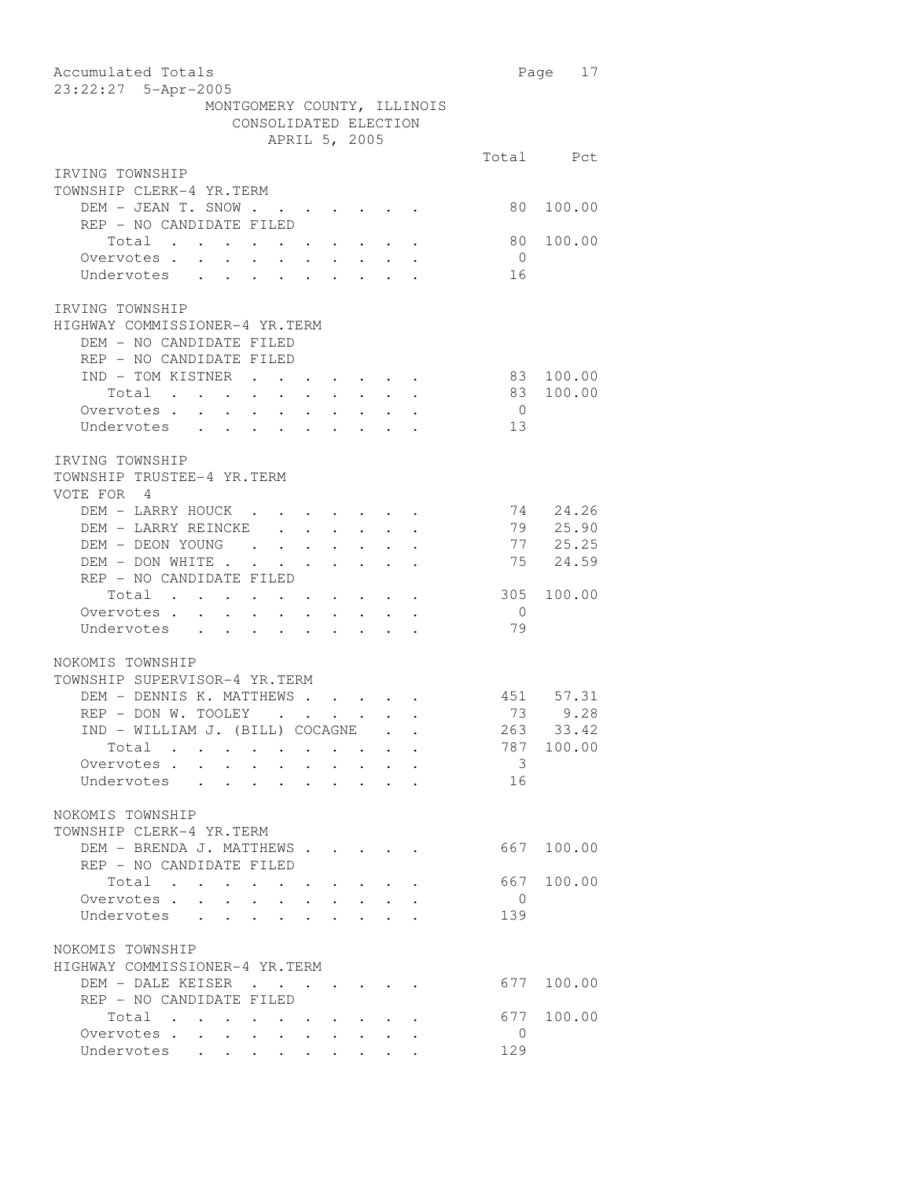MONTGOMERY COUNTY, ILLINOIS
CONSOLIDATED ELECTION
APRIL 5, 2005

| | Total | Pct |
|---|---|---|
| **IRVING TOWNSHIP** | | |
| **TOWNSHIP CLERK-4 YR.TERM** | | |
| DEM - JEAN T. SNOW | 80 | 100.00 |
| REP - NO CANDIDATE FILED | | |
| Total | 80 | 100.00 |
| Overvotes | 0 | |
| Undervotes | 16 | |
| **IRVING TOWNSHIP** | | |
| **HIGHWAY COMMISSIONER-4 YR.TERM** | | |
| DEM - NO CANDIDATE FILED | | |
| REP - NO CANDIDATE FILED | | |
| IND - TOM KISTNER | 83 | 100.00 |
| Total | 83 | 100.00 |
| Overvotes | 0 | |
| Undervotes | 13 | |
| **IRVING TOWNSHIP** | | |
| **TOWNSHIP TRUSTEE-4 YR.TERM** | | |
| VOTE FOR 4 | | |
| DEM - LARRY HOUCK | 74 | 24.26 |
| DEM - LARRY REINCKE | 79 | 25.90 |
| DEM - DEON YOUNG | 77 | 25.25 |
| DEM - DON WHITE | 75 | 24.59 |
| REP - NO CANDIDATE FILED | | |
| Total | 305 | 100.00 |
| Overvotes | 0 | |
| Undervotes | 79 | |
| **NOKOMIS TOWNSHIP** | | |
| **TOWNSHIP SUPERVISOR-4 YR.TERM** | | |
| DEM - DENNIS K. MATTHEWS | 451 | 57.31 |
| REP - DON W. TOOLEY | 73 | 9.28 |
| IND - WILLIAM J. (BILL) COCAGNE | 263 | 33.42 |
| Total | 787 | 100.00 |
| Overvotes | 3 | |
| Undervotes | 16 | |
| **NOKOMIS TOWNSHIP** | | |
| **TOWNSHIP CLERK-4 YR.TERM** | | |
| DEM - BRENDA J. MATTHEWS | 667 | 100.00 |
| REP - NO CANDIDATE FILED | | |
| Total | 667 | 100.00 |
| Overvotes | 0 | |
| Undervotes | 139 | |
| **NOKOMIS TOWNSHIP** | | |
| **HIGHWAY COMMISSIONER-4 YR.TERM** | | |
| DEM - DALE KEISER | 677 | 100.00 |
| REP - NO CANDIDATE FILED | | |
| Total | 677 | 100.00 |
| Overvotes | 0 | |
| Undervotes | 129 | |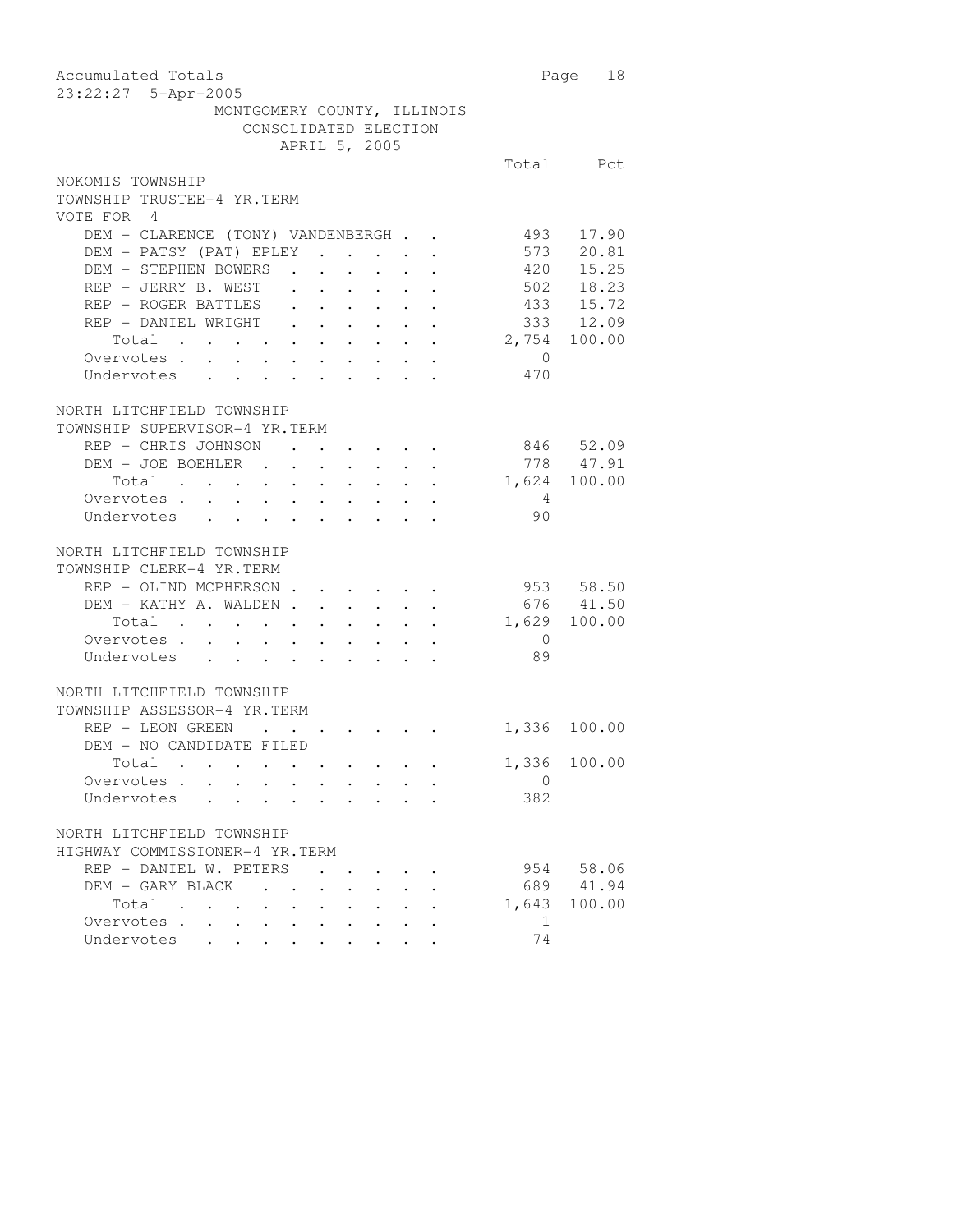MONTGOMERY COUNTY, ILLINOIS
CONSOLIDATED ELECTION
APRIL 5, 2005

NOKOMIS TOWNSHIP
TOWNSHIP TRUSTEE-4 YR.TERM
VOTE FOR 4

| | Total | Pct |
|---|---|---|
| DEM - CLARENCE (TONY) VANDENBERGH | 493 | 17.90 |
| DEM - PATSY (PAT) EPLEY | 573 | 20.81 |
| DEM - STEPHEN BOWERS | 420 | 15.25 |
| REP - JERRY B. WEST | 502 | 18.23 |
| REP - ROGER BATTLES | 433 | 15.72 |
| REP - DANIEL WRIGHT | 333 | 12.09 |
| Total | 2,754 | 100.00 |
| Overvotes | 0 | |
| Undervotes | 470 | |

NORTH LITCHFIELD TOWNSHIP
TOWNSHIP SUPERVISOR-4 YR.TERM

| | Total | Pct |
|---|---|---|
| REP - CHRIS JOHNSON | 846 | 52.09 |
| DEM - JOE BOEHLER | 778 | 47.91 |
| Total | 1,624 | 100.00 |
| Overvotes | 4 | |
| Undervotes | 90 | |

NORTH LITCHFIELD TOWNSHIP
TOWNSHIP CLERK-4 YR.TERM

| | Total | Pct |
|---|---|---|
| REP - OLIND MCPHERSON | 953 | 58.50 |
| DEM - KATHY A. WALDEN | 676 | 41.50 |
| Total | 1,629 | 100.00 |
| Overvotes | 0 | |
| Undervotes | 89 | |

NORTH LITCHFIELD TOWNSHIP
TOWNSHIP ASSESSOR-4 YR.TERM

| | Total | Pct |
|---|---|---|
| REP - LEON GREEN | 1,336 | 100.00 |
| DEM - NO CANDIDATE FILED | | |
| Total | 1,336 | 100.00 |
| Overvotes | 0 | |
| Undervotes | 382 | |

NORTH LITCHFIELD TOWNSHIP
HIGHWAY COMMISSIONER-4 YR.TERM

| | Total | Pct |
|---|---|---|
| REP - DANIEL W. PETERS | 954 | 58.06 |
| DEM - GARY BLACK | 689 | 41.94 |
| Total | 1,643 | 100.00 |
| Overvotes | 1 | |
| Undervotes | 74 | |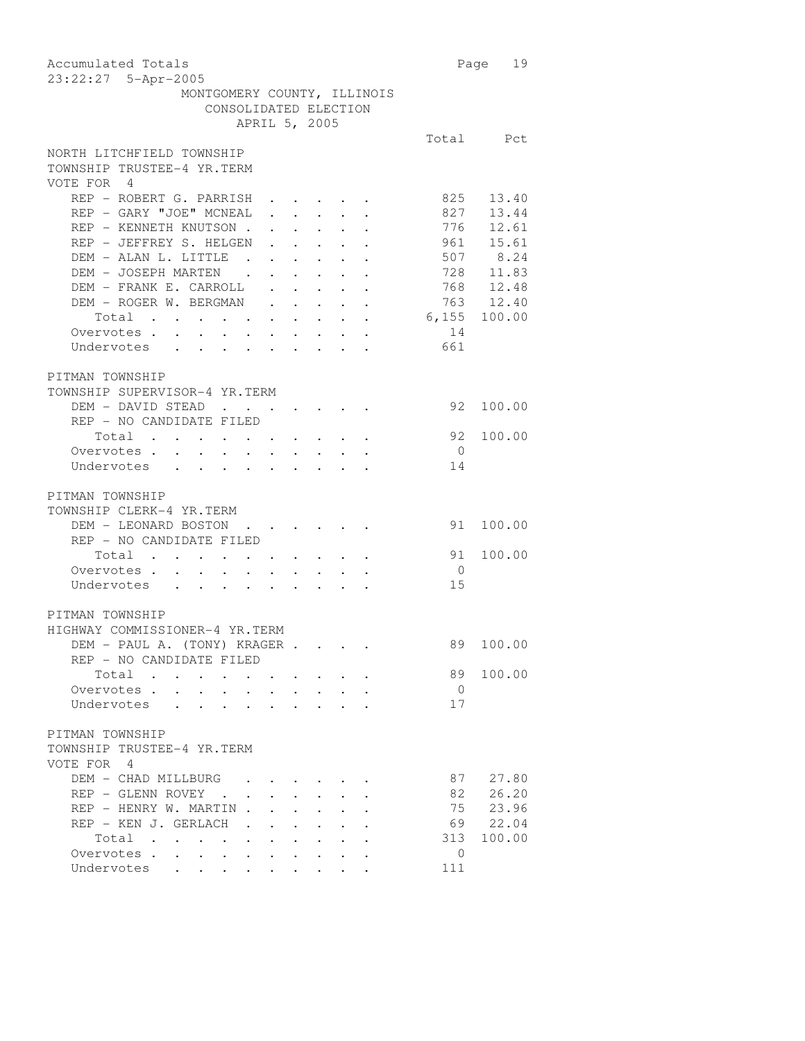Accumulated Totals
23:22:27 5-Apr-2005

MONTGOMERY COUNTY, ILLINOIS
CONSOLIDATED ELECTION
APRIL 5, 2005

## NORTH LITCHFIELD TOWNSHIP
### TOWNSHIP TRUSTEE-4 YR.TERM
VOTE FOR 4

| | Total | Pct |
|---|---|---|
| REP - ROBERT G. PARRISH | 825 | 13.40 |
| REP - GARY "JOE" MCNEAL | 827 | 13.44 |
| REP - KENNETH KNUTSON | 776 | 12.61 |
| REP - JEFFREY S. HELGEN | 961 | 15.61 |
| DEM - ALAN L. LITTLE | 507 | 8.24 |
| DEM - JOSEPH MARTEN | 728 | 11.83 |
| DEM - FRANK E. CARROLL | 768 | 12.48 |
| DEM - ROGER W. BERGMAN | 763 | 12.40 |
| Total | 6,155 | 100.00 |
| Overvotes | 14 | |
| Undervotes | 661 | |

## PITMAN TOWNSHIP
### TOWNSHIP SUPERVISOR-4 YR.TERM

| | Total | Pct |
|---|---|---|
| DEM - DAVID STEAD | 92 | 100.00 |
| REP - NO CANDIDATE FILED | | |
| Total | 92 | 100.00 |
| Overvotes | 0 | |
| Undervotes | 14 | |

## PITMAN TOWNSHIP
### TOWNSHIP CLERK-4 YR.TERM

| | Total | Pct |
|---|---|---|
| DEM - LEONARD BOSTON | 91 | 100.00 |
| REP - NO CANDIDATE FILED | | |
| Total | 91 | 100.00 |
| Overvotes | 0 | |
| Undervotes | 15 | |

## PITMAN TOWNSHIP
### HIGHWAY COMMISSIONER-4 YR.TERM

| | Total | Pct |
|---|---|---|
| DEM - PAUL A. (TONY) KRAGER | 89 | 100.00 |
| REP - NO CANDIDATE FILED | | |
| Total | 89 | 100.00 |
| Overvotes | 0 | |
| Undervotes | 17 | |

## PITMAN TOWNSHIP
### TOWNSHIP TRUSTEE-4 YR.TERM
VOTE FOR 4

| | Total | Pct |
|---|---|---|
| DEM - CHAD MILLBURG | 87 | 27.80 |
| REP - GLENN ROVEY | 82 | 26.20 |
| REP - HENRY W. MARTIN | 75 | 23.96 |
| REP - KEN J. GERLACH | 69 | 22.04 |
| Total | 313 | 100.00 |
| Overvotes | 0 | |
| Undervotes | 111 | |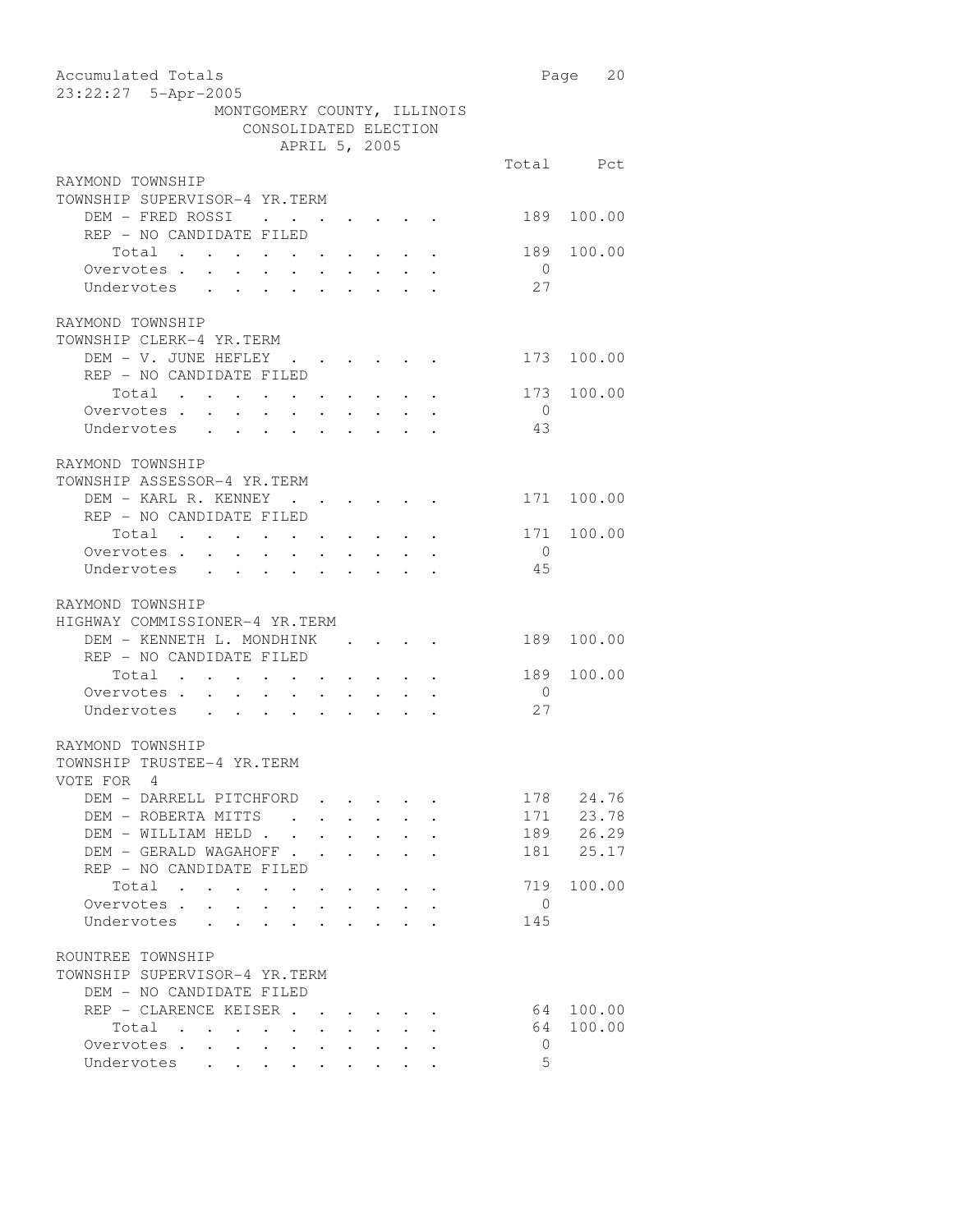MONTGOMERY COUNTY, ILLINOIS
CONSOLIDATED ELECTION
APRIL 5, 2005

### RAYMOND TOWNSHIP
#### TOWNSHIP SUPERVISOR-4 YR.TERM

| | Total | Pct |
|---|---|---|
| DEM - FRED ROSSI | 189 | 100.00 |
| REP - NO CANDIDATE FILED | | |
| Total | 189 | 100.00 |
| Overvotes | 0 | |
| Undervotes | 27 | |

### RAYMOND TOWNSHIP
#### TOWNSHIP CLERK-4 YR.TERM

| | Total | Pct |
|---|---|---|
| DEM - V. JUNE HEFLEY | 173 | 100.00 |
| REP - NO CANDIDATE FILED | | |
| Total | 173 | 100.00 |
| Overvotes | 0 | |
| Undervotes | 43 | |

### RAYMOND TOWNSHIP
#### TOWNSHIP ASSESSOR-4 YR.TERM

| | Total | Pct |
|---|---|---|
| DEM - KARL R. KENNEY | 171 | 100.00 |
| REP - NO CANDIDATE FILED | | |
| Total | 171 | 100.00 |
| Overvotes | 0 | |
| Undervotes | 45 | |

### RAYMOND TOWNSHIP
#### HIGHWAY COMMISSIONER-4 YR.TERM

| | Total | Pct |
|---|---|---|
| DEM - KENNETH L. MONDHINK | 189 | 100.00 |
| REP - NO CANDIDATE FILED | | |
| Total | 189 | 100.00 |
| Overvotes | 0 | |
| Undervotes | 27 | |

### RAYMOND TOWNSHIP
#### TOWNSHIP TRUSTEE-4 YR.TERM
VOTE FOR 4

| | Total | Pct |
|---|---|---|
| DEM - DARRELL PITCHFORD | 178 | 24.76 |
| DEM - ROBERTA MITTS | 171 | 23.78 |
| DEM - WILLIAM HELD | 189 | 26.29 |
| DEM - GERALD WAGAHOFF | 181 | 25.17 |
| REP - NO CANDIDATE FILED | | |
| Total | 719 | 100.00 |
| Overvotes | 0 | |
| Undervotes | 145 | |

### ROUNTREE TOWNSHIP
#### TOWNSHIP SUPERVISOR-4 YR.TERM

| | Total | Pct |
|---|---|---|
| DEM - NO CANDIDATE FILED | | |
| REP - CLARENCE KEISER | 64 | 100.00 |
| Total | 64 | 100.00 |
| Overvotes | 0 | |
| Undervotes | 5 | |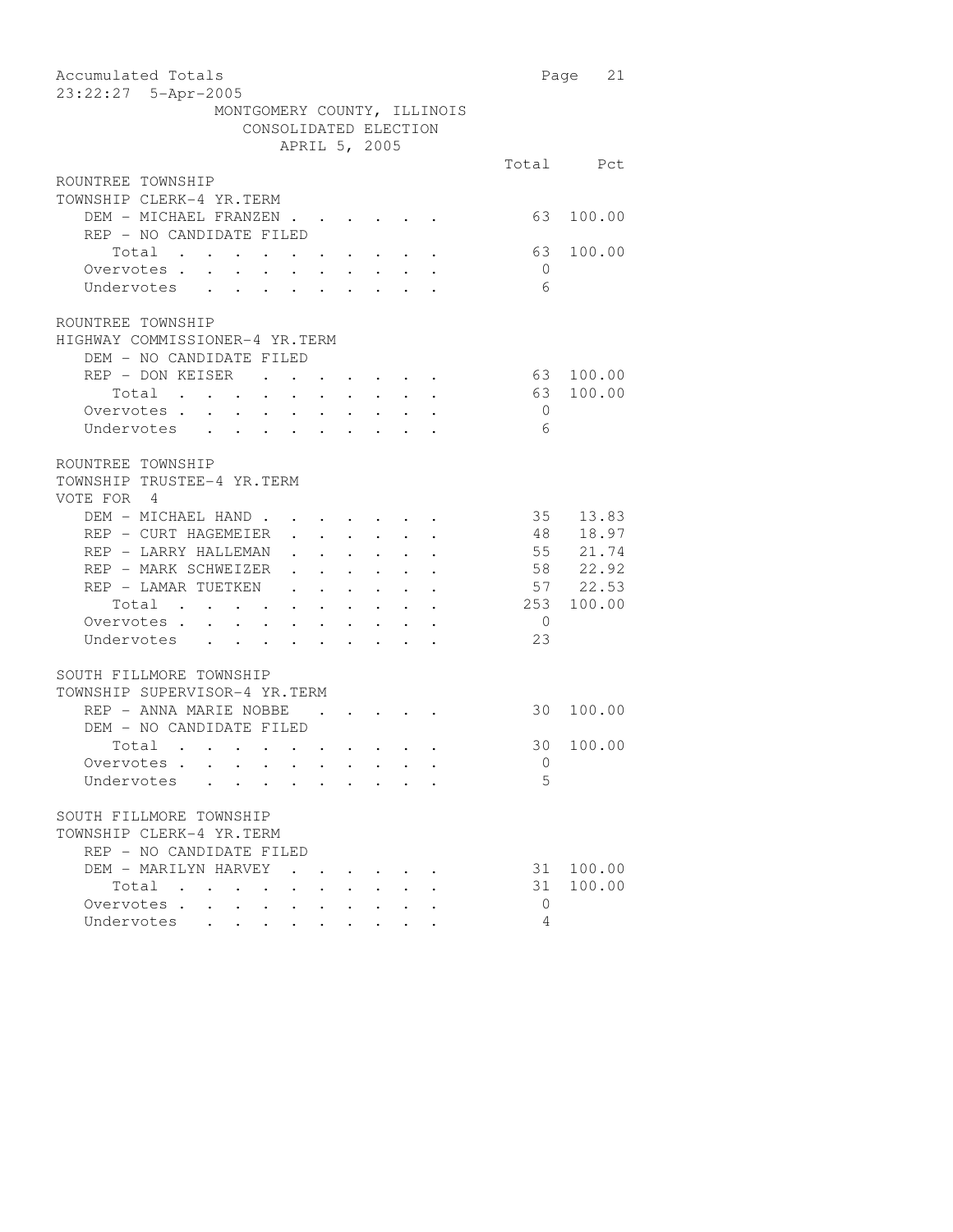MONTGOMERY COUNTY, ILLINOIS
CONSOLIDATED ELECTION
APRIL 5, 2005

Accumulated Totals
23:22:27 5-Apr-2005

### ROUNTREE TOWNSHIP
TOWNSHIP CLERK-4 YR.TERM

| | Total | Pct |
|---|---|---|
| DEM - MICHAEL FRANZEN | 63 | 100.00 |
| REP - NO CANDIDATE FILED | | |
| Total | 63 | 100.00 |
| Overvotes | 0 | |
| Undervotes | 6 | |

### ROUNTREE TOWNSHIP
HIGHWAY COMMISSIONER-4 YR.TERM

| | Total | Pct |
|---|---|---|
| DEM - NO CANDIDATE FILED | | |
| REP - DON KEISER | 63 | 100.00 |
| Total | 63 | 100.00 |
| Overvotes | 0 | |
| Undervotes | 6 | |

### ROUNTREE TOWNSHIP
TOWNSHIP TRUSTEE-4 YR.TERM
VOTE FOR 4

| | Total | Pct |
|---|---|---|
| DEM - MICHAEL HAND | 35 | 13.83 |
| REP - CURT HAGEMEIER | 48 | 18.97 |
| REP - LARRY HALLEMAN | 55 | 21.74 |
| REP - MARK SCHWEIZER | 58 | 22.92 |
| REP - LAMAR TUETKEN | 57 | 22.53 |
| Total | 253 | 100.00 |
| Overvotes | 0 | |
| Undervotes | 23 | |

### SOUTH FILLMORE TOWNSHIP
TOWNSHIP SUPERVISOR-4 YR.TERM

| | Total | Pct |
|---|---|---|
| REP - ANNA MARIE NOBBE | 30 | 100.00 |
| DEM - NO CANDIDATE FILED | | |
| Total | 30 | 100.00 |
| Overvotes | 0 | |
| Undervotes | 5 | |

### SOUTH FILLMORE TOWNSHIP
TOWNSHIP CLERK-4 YR.TERM

| | Total | Pct |
|---|---|---|
| REP - NO CANDIDATE FILED | | |
| DEM - MARILYN HARVEY | 31 | 100.00 |
| Total | 31 | 100.00 |
| Overvotes | 0 | |
| Undervotes | 4 | |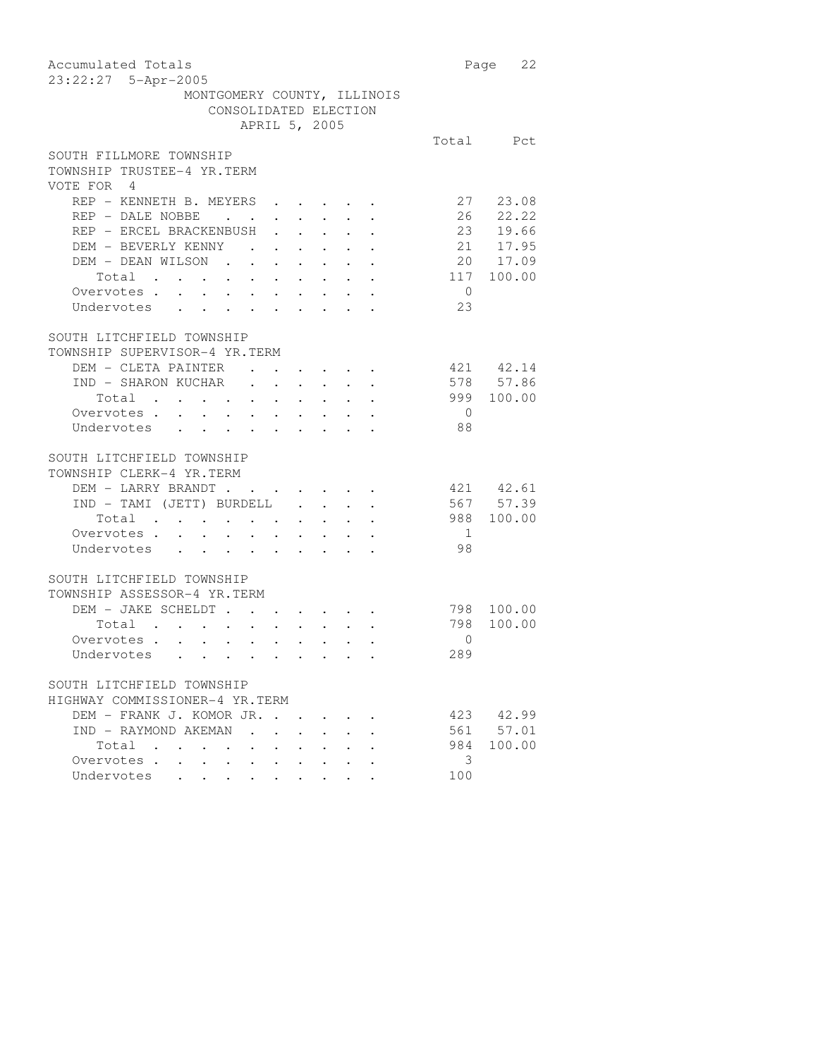Accumulated Totals
23:22:27 5-Apr-2005

MONTGOMERY COUNTY, ILLINOIS
CONSOLIDATED ELECTION
APRIL 5, 2005

## SOUTH FILLMORE TOWNSHIP
### TOWNSHIP TRUSTEE-4 YR.TERM
VOTE FOR 4

| | Total | Pct |
|---|---|---|
| REP - KENNETH B. MEYERS | 27 | 23.08 |
| REP - DALE NOBBE | 26 | 22.22 |
| REP - ERCEL BRACKENBUSH | 23 | 19.66 |
| DEM - BEVERLY KENNY | 21 | 17.95 |
| DEM - DEAN WILSON | 20 | 17.09 |
| Total | 117 | 100.00 |
| Overvotes | 0 | |
| Undervotes | 23 | |

## SOUTH LITCHFIELD TOWNSHIP
### TOWNSHIP SUPERVISOR-4 YR.TERM

| | Total | Pct |
|---|---|---|
| DEM - CLETA PAINTER | 421 | 42.14 |
| IND - SHARON KUCHAR | 578 | 57.86 |
| Total | 999 | 100.00 |
| Overvotes | 0 | |
| Undervotes | 88 | |

## SOUTH LITCHFIELD TOWNSHIP
### TOWNSHIP CLERK-4 YR.TERM

| | Total | Pct |
|---|---|---|
| DEM - LARRY BRANDT | 421 | 42.61 |
| IND - TAMI (JETT) BURDELL | 567 | 57.39 |
| Total | 988 | 100.00 |
| Overvotes | 1 | |
| Undervotes | 98 | |

## SOUTH LITCHFIELD TOWNSHIP
### TOWNSHIP ASSESSOR-4 YR.TERM

| | Total | Pct |
|---|---|---|
| DEM - JAKE SCHELDT | 798 | 100.00 |
| Total | 798 | 100.00 |
| Overvotes | 0 | |
| Undervotes | 289 | |

## SOUTH LITCHFIELD TOWNSHIP
### HIGHWAY COMMISSIONER-4 YR.TERM

| | Total | Pct |
|---|---|---|
| DEM - FRANK J. KOMOR JR. | 423 | 42.99 |
| IND - RAYMOND AKEMAN | 561 | 57.01 |
| Total | 984 | 100.00 |
| Overvotes | 3 | |
| Undervotes | 100 | |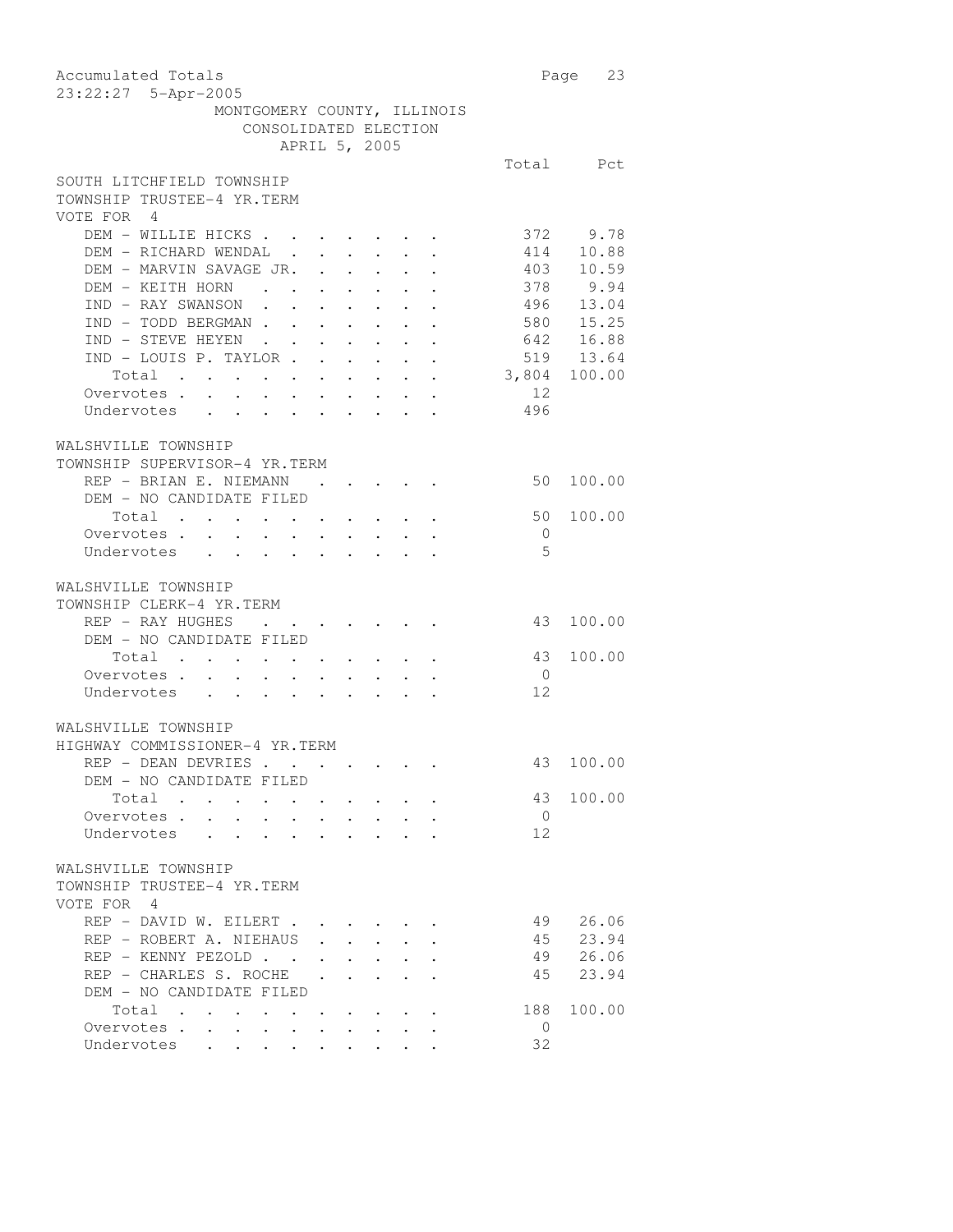MONTGOMERY COUNTY, ILLINOIS
CONSOLIDATED ELECTION
APRIL 5, 2005

## SOUTH LITCHFIELD TOWNSHIP
### TOWNSHIP TRUSTEE-4 YR.TERM
VOTE FOR 4

| | Total | Pct |
|---|---|---|
| DEM - WILLIE HICKS | 372 | 9.78 |
| DEM - RICHARD WENDAL | 414 | 10.88 |
| DEM - MARVIN SAVAGE JR. | 403 | 10.59 |
| DEM - KEITH HORN | 378 | 9.94 |
| IND - RAY SWANSON | 496 | 13.04 |
| IND - TODD BERGMAN | 580 | 15.25 |
| IND - STEVE HEYEN | 642 | 16.88 |
| IND - LOUIS P. TAYLOR | 519 | 13.64 |
| Total | 3,804 | 100.00 |
| Overvotes | 12 | |
| Undervotes | 496 | |

## WALSHVILLE TOWNSHIP
### TOWNSHIP SUPERVISOR-4 YR.TERM

| | Total | Pct |
|---|---|---|
| REP - BRIAN E. NIEMANN | 50 | 100.00 |
| DEM - NO CANDIDATE FILED | | |
| Total | 50 | 100.00 |
| Overvotes | 0 | |
| Undervotes | 5 | |

## WALSHVILLE TOWNSHIP
### TOWNSHIP CLERK-4 YR.TERM

| | Total | Pct |
|---|---|---|
| REP - RAY HUGHES | 43 | 100.00 |
| DEM - NO CANDIDATE FILED | | |
| Total | 43 | 100.00 |
| Overvotes | 0 | |
| Undervotes | 12 | |

## WALSHVILLE TOWNSHIP
### HIGHWAY COMMISSIONER-4 YR.TERM

| | Total | Pct |
|---|---|---|
| REP - DEAN DEVRIES | 43 | 100.00 |
| DEM - NO CANDIDATE FILED | | |
| Total | 43 | 100.00 |
| Overvotes | 0 | |
| Undervotes | 12 | |

## WALSHVILLE TOWNSHIP
### TOWNSHIP TRUSTEE-4 YR.TERM
VOTE FOR 4

| | Total | Pct |
|---|---|---|
| REP - DAVID W. EILERT | 49 | 26.06 |
| REP - ROBERT A. NIEHAUS | 45 | 23.94 |
| REP - KENNY PEZOLD | 49 | 26.06 |
| REP - CHARLES S. ROCHE | 45 | 23.94 |
| DEM - NO CANDIDATE FILED | | |
| Total | 188 | 100.00 |
| Overvotes | 0 | |
| Undervotes | 32 | |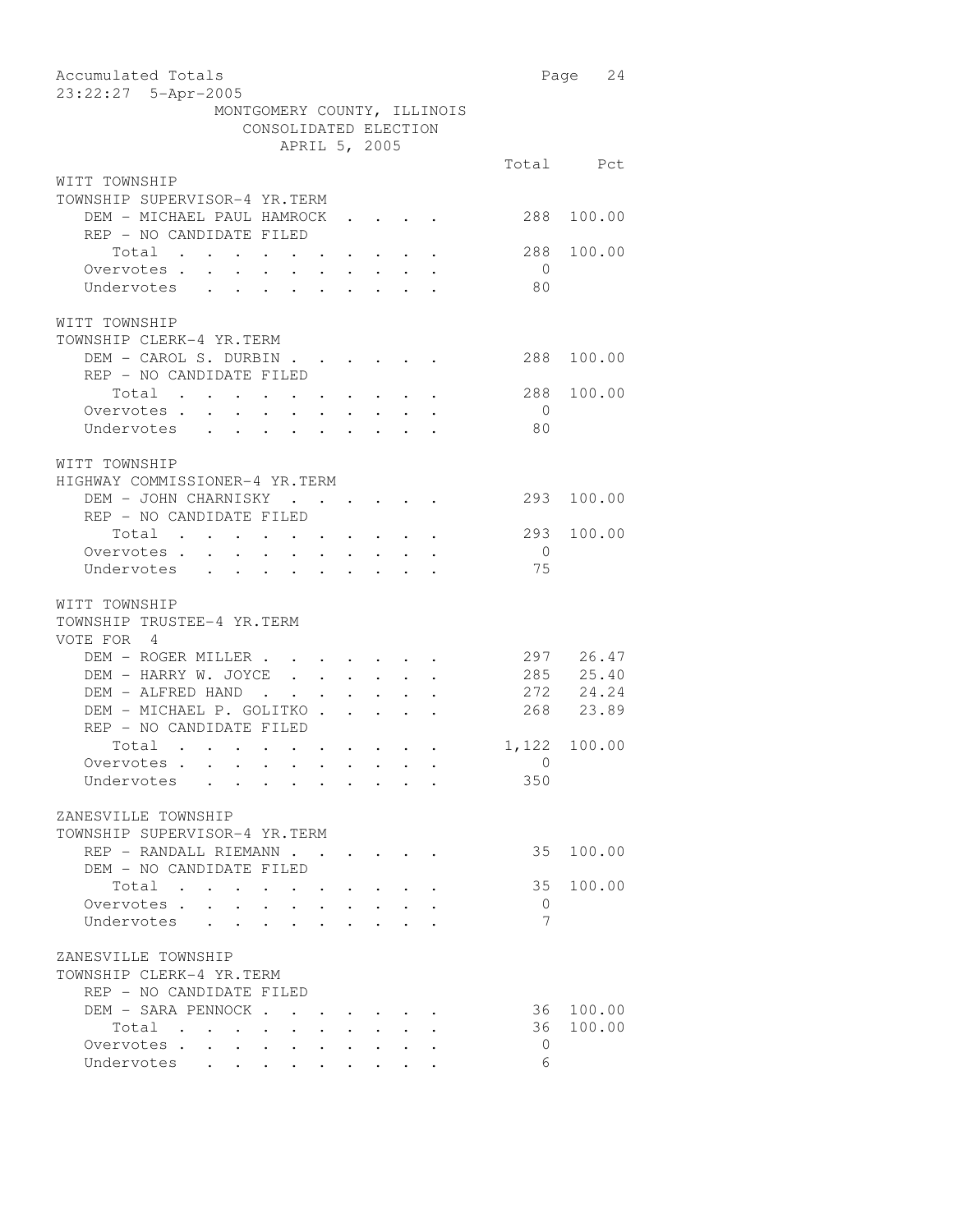MONTGOMERY COUNTY, ILLINOIS
CONSOLIDATED ELECTION
APRIL 5, 2005

## WITT TOWNSHIP
### TOWNSHIP SUPERVISOR-4 YR.TERM

| | Total | Pct |
|---|---|---|
| DEM - MICHAEL PAUL HAMROCK | 288 | 100.00 |
| REP - NO CANDIDATE FILED | | |
| Total | 288 | 100.00 |
| Overvotes | 0 | |
| Undervotes | 80 | |

## WITT TOWNSHIP
### TOWNSHIP CLERK-4 YR.TERM

| | Total | Pct |
|---|---|---|
| DEM - CAROL S. DURBIN | 288 | 100.00 |
| REP - NO CANDIDATE FILED | | |
| Total | 288 | 100.00 |
| Overvotes | 0 | |
| Undervotes | 80 | |

## WITT TOWNSHIP
### HIGHWAY COMMISSIONER-4 YR.TERM

| | Total | Pct |
|---|---|---|
| DEM - JOHN CHARNISKY | 293 | 100.00 |
| REP - NO CANDIDATE FILED | | |
| Total | 293 | 100.00 |
| Overvotes | 0 | |
| Undervotes | 75 | |

## WITT TOWNSHIP
### TOWNSHIP TRUSTEE-4 YR.TERM
VOTE FOR 4

| | Total | Pct |
|---|---|---|
| DEM - ROGER MILLER | 297 | 26.47 |
| DEM - HARRY W. JOYCE | 285 | 25.40 |
| DEM - ALFRED HAND | 272 | 24.24 |
| DEM - MICHAEL P. GOLITKO | 268 | 23.89 |
| REP - NO CANDIDATE FILED | | |
| Total | 1,122 | 100.00 |
| Overvotes | 0 | |
| Undervotes | 350 | |

## ZANESVILLE TOWNSHIP
### TOWNSHIP SUPERVISOR-4 YR.TERM

| | Total | Pct |
|---|---|---|
| REP - RANDALL RIEMANN | 35 | 100.00 |
| DEM - NO CANDIDATE FILED | | |
| Total | 35 | 100.00 |
| Overvotes | 0 | |
| Undervotes | 7 | |

## ZANESVILLE TOWNSHIP
### TOWNSHIP CLERK-4 YR.TERM

| | Total | Pct |
|---|---|---|
| REP - NO CANDIDATE FILED | | |
| DEM - SARA PENNOCK | 36 | 100.00 |
| Total | 36 | 100.00 |
| Overvotes | 0 | |
| Undervotes | 6 | |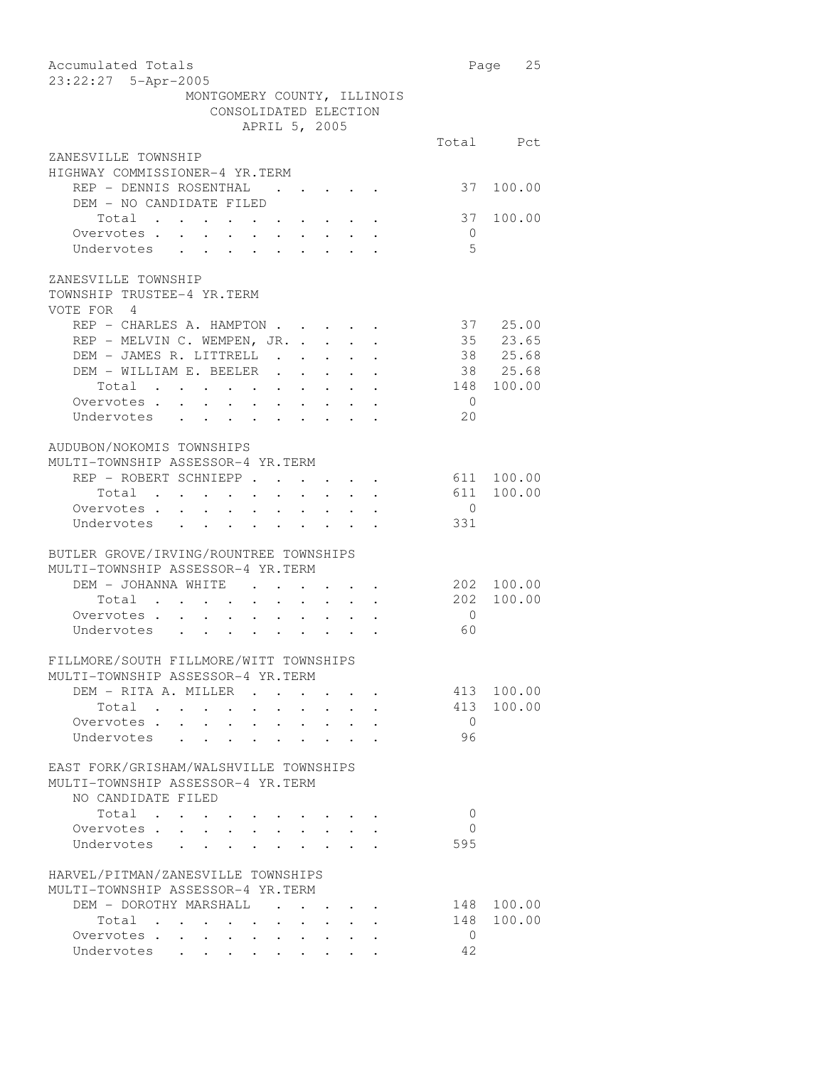MONTGOMERY COUNTY, ILLINOIS
CONSOLIDATED ELECTION
APRIL 5, 2005

### ZANESVILLE TOWNSHIP
HIGHWAY COMMISSIONER-4 YR.TERM

| | Total | Pct |
|---|---|---|
| REP - DENNIS ROSENTHAL | 37 | 100.00 |
| DEM - NO CANDIDATE FILED | | |
| Total | 37 | 100.00 |
| Overvotes | 0 | |
| Undervotes | 5 | |

### ZANESVILLE TOWNSHIP
TOWNSHIP TRUSTEE-4 YR.TERM
VOTE FOR 4

| | Total | Pct |
|---|---|---|
| REP - CHARLES A. HAMPTON | 37 | 25.00 |
| REP - MELVIN C. WEMPEN, JR. | 35 | 23.65 |
| DEM - JAMES R. LITTRELL | 38 | 25.68 |
| DEM - WILLIAM E. BEELER | 38 | 25.68 |
| Total | 148 | 100.00 |
| Overvotes | 0 | |
| Undervotes | 20 | |

### AUDUBON/NOKOMIS TOWNSHIPS
MULTI-TOWNSHIP ASSESSOR-4 YR.TERM

| | Total | Pct |
|---|---|---|
| REP - ROBERT SCHNIEPP | 611 | 100.00 |
| Total | 611 | 100.00 |
| Overvotes | 0 | |
| Undervotes | 331 | |

### BUTLER GROVE/IRVING/ROUNTREE TOWNSHIPS
MULTI-TOWNSHIP ASSESSOR-4 YR.TERM

| | Total | Pct |
|---|---|---|
| DEM - JOHANNA WHITE | 202 | 100.00 |
| Total | 202 | 100.00 |
| Overvotes | 0 | |
| Undervotes | 60 | |

### FILLMORE/SOUTH FILLMORE/WITT TOWNSHIPS
MULTI-TOWNSHIP ASSESSOR-4 YR.TERM

| | Total | Pct |
|---|---|---|
| DEM - RITA A. MILLER | 413 | 100.00 |
| Total | 413 | 100.00 |
| Overvotes | 0 | |
| Undervotes | 96 | |

### EAST FORK/GRISHAM/WALSHVILLE TOWNSHIPS
MULTI-TOWNSHIP ASSESSOR-4 YR.TERM

| | Total | Pct |
|---|---|---|
| NO CANDIDATE FILED | | |
| Total | 0 | |
| Overvotes | 0 | |
| Undervotes | 595 | |

### HARVEL/PITMAN/ZANESVILLE TOWNSHIPS
MULTI-TOWNSHIP ASSESSOR-4 YR.TERM

| | Total | Pct |
|---|---|---|
| DEM - DOROTHY MARSHALL | 148 | 100.00 |
| Total | 148 | 100.00 |
| Overvotes | 0 | |
| Undervotes | 42 | |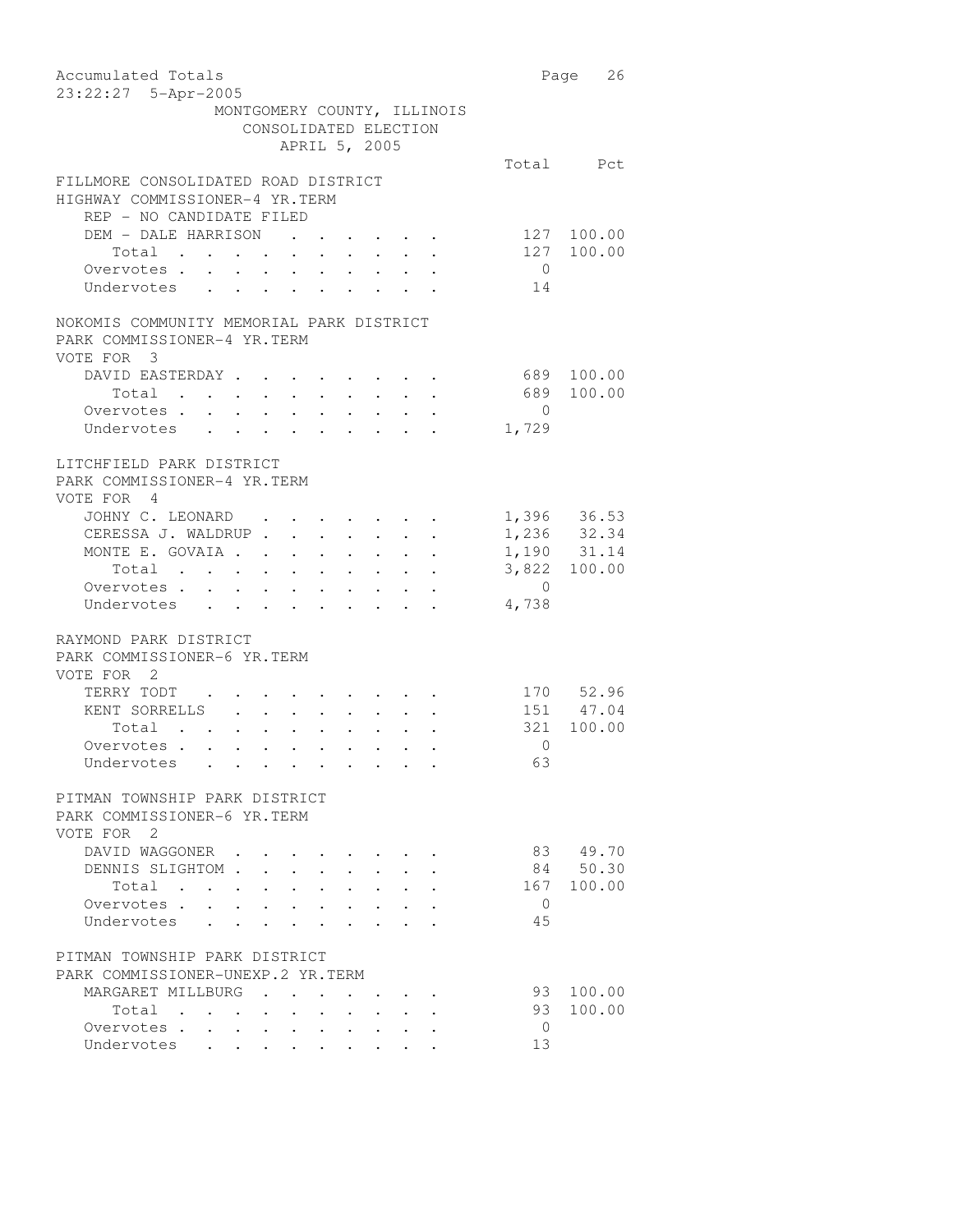Accumulated Totals
23:22:27 5-Apr-2005

MONTGOMERY COUNTY, ILLINOIS
CONSOLIDATED ELECTION
APRIL 5, 2005

### FILLMORE CONSOLIDATED ROAD DISTRICT
HIGHWAY COMMISSIONER-4 YR.TERM
REP - NO CANDIDATE FILED

| | Total | Pct |
|---|---|---|
| DEM - DALE HARRISON | 127 | 100.00 |
| Total | 127 | 100.00 |
| Overvotes | 0 | |
| Undervotes | 14 | |

### NOKOMIS COMMUNITY MEMORIAL PARK DISTRICT
PARK COMMISSIONER-4 YR.TERM
VOTE FOR 3

| | Total | Pct |
|---|---|---|
| DAVID EASTERDAY | 689 | 100.00 |
| Total | 689 | 100.00 |
| Overvotes | 0 | |
| Undervotes | 1,729 | |

### LITCHFIELD PARK DISTRICT
PARK COMMISSIONER-4 YR.TERM
VOTE FOR 4

| | Total | Pct |
|---|---|---|
| JOHNY C. LEONARD | 1,396 | 36.53 |
| CERESSA J. WALDRUP | 1,236 | 32.34 |
| MONTE E. GOVAIA | 1,190 | 31.14 |
| Total | 3,822 | 100.00 |
| Overvotes | 0 | |
| Undervotes | 4,738 | |

### RAYMOND PARK DISTRICT
PARK COMMISSIONER-6 YR.TERM
VOTE FOR 2

| | Total | Pct |
|---|---|---|
| TERRY TODT | 170 | 52.96 |
| KENT SORRELLS | 151 | 47.04 |
| Total | 321 | 100.00 |
| Overvotes | 0 | |
| Undervotes | 63 | |

### PITMAN TOWNSHIP PARK DISTRICT
PARK COMMISSIONER-6 YR.TERM
VOTE FOR 2

| | Total | Pct |
|---|---|---|
| DAVID WAGGONER | 83 | 49.70 |
| DENNIS SLIGHTOM | 84 | 50.30 |
| Total | 167 | 100.00 |
| Overvotes | 0 | |
| Undervotes | 45 | |

### PITMAN TOWNSHIP PARK DISTRICT
PARK COMMISSIONER-UNEXP.2 YR.TERM

| | Total | Pct |
|---|---|---|
| MARGARET MILLBURG | 93 | 100.00 |
| Total | 93 | 100.00 |
| Overvotes | 0 | |
| Undervotes | 13 | |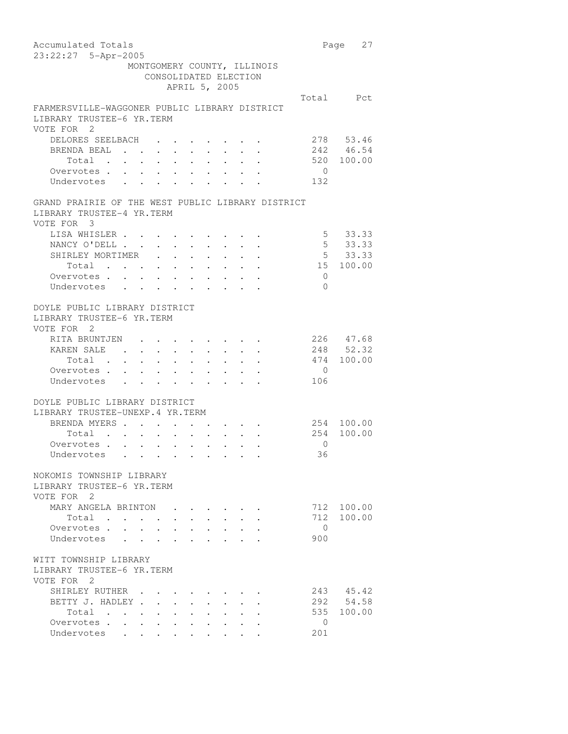Accumulated Totals
23:22:27 5-Apr-2005

MONTGOMERY COUNTY, ILLINOIS
CONSOLIDATED ELECTION
APRIL 5, 2005

## FARMERSVILLE-WAGGONER PUBLIC LIBRARY DISTRICT
LIBRARY TRUSTEE-6 YR.TERM
VOTE FOR 2

| | Total | Pct |
|---|---|---|
| DELORES SEELBACH | 278 | 53.46 |
| BRENDA BEAL | 242 | 46.54 |
| Total | 520 | 100.00 |
| Overvotes | 0 | |
| Undervotes | 132 | |

## GRAND PRAIRIE OF THE WEST PUBLIC LIBRARY DISTRICT
LIBRARY TRUSTEE-4 YR.TERM
VOTE FOR 3

| | Total | Pct |
|---|---|---|
| LISA WHISLER | 5 | 33.33 |
| NANCY O'DELL | 5 | 33.33 |
| SHIRLEY MORTIMER | 5 | 33.33 |
| Total | 15 | 100.00 |
| Overvotes | 0 | |
| Undervotes | 0 | |

## DOYLE PUBLIC LIBRARY DISTRICT
LIBRARY TRUSTEE-6 YR.TERM
VOTE FOR 2

| | Total | Pct |
|---|---|---|
| RITA BRUNTJEN | 226 | 47.68 |
| KAREN SALE | 248 | 52.32 |
| Total | 474 | 100.00 |
| Overvotes | 0 | |
| Undervotes | 106 | |

## DOYLE PUBLIC LIBRARY DISTRICT
LIBRARY TRUSTEE-UNEXP.4 YR.TERM

| | Total | Pct |
|---|---|---|
| BRENDA MYERS | 254 | 100.00 |
| Total | 254 | 100.00 |
| Overvotes | 0 | |
| Undervotes | 36 | |

## NOKOMIS TOWNSHIP LIBRARY
LIBRARY TRUSTEE-6 YR.TERM
VOTE FOR 2

| | Total | Pct |
|---|---|---|
| MARY ANGELA BRINTON | 712 | 100.00 |
| Total | 712 | 100.00 |
| Overvotes | 0 | |
| Undervotes | 900 | |

## WITT TOWNSHIP LIBRARY
LIBRARY TRUSTEE-6 YR.TERM
VOTE FOR 2

| | Total | Pct |
|---|---|---|
| SHIRLEY RUTHER | 243 | 45.42 |
| BETTY J. HADLEY | 292 | 54.58 |
| Total | 535 | 100.00 |
| Overvotes | 0 | |
| Undervotes | 201 | |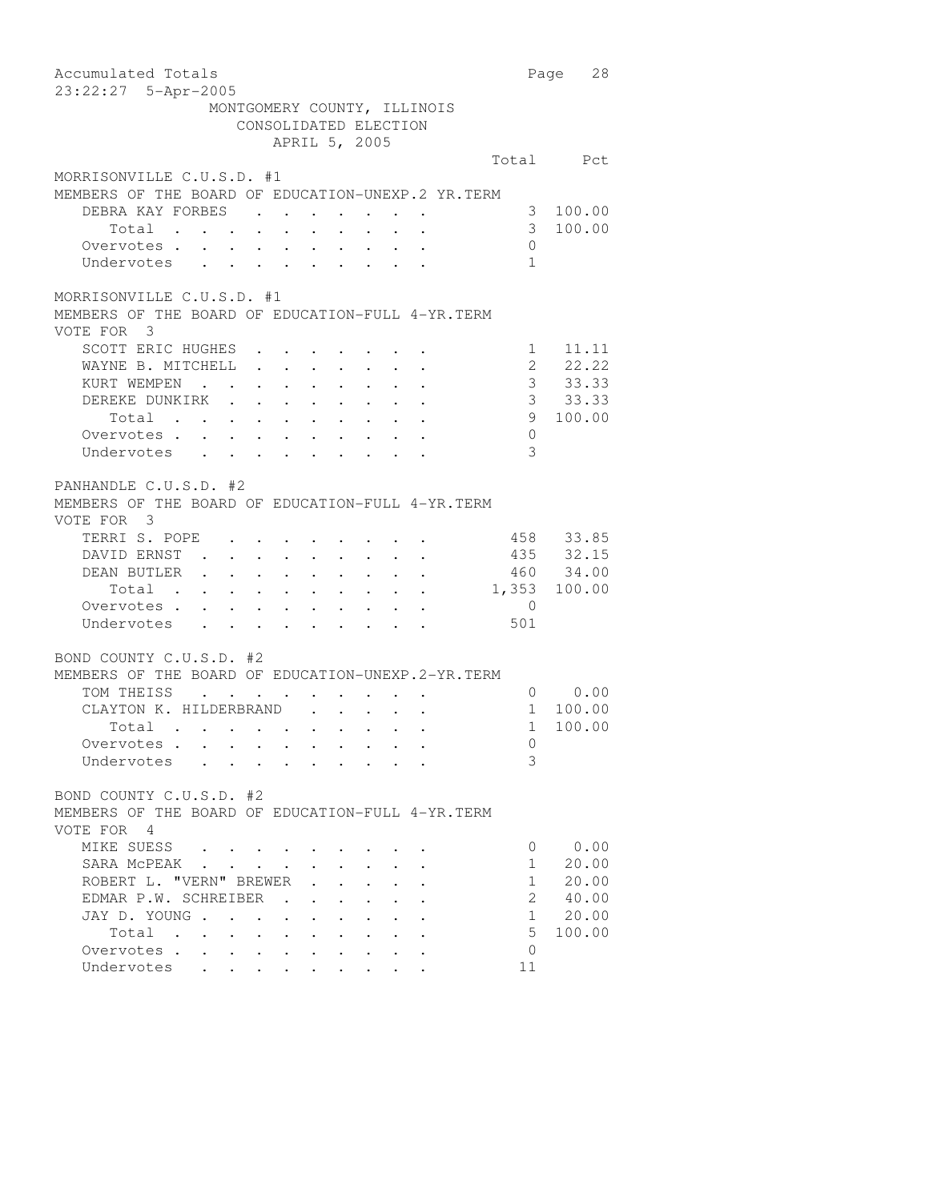Accumulated Totals
23:22:27 5-Apr-2005

MONTGOMERY COUNTY, ILLINOIS
CONSOLIDATED ELECTION
APRIL 5, 2005

## MORRISONVILLE C.U.S.D. #1
### MEMBERS OF THE BOARD OF EDUCATION-UNEXP.2 YR.TERM

| | Total | Pct |
|---|---|---|
| DEBRA KAY FORBES | 3 | 100.00 |
| Total | 3 | 100.00 |
| Overvotes | 0 | |
| Undervotes | 1 | |

## MORRISONVILLE C.U.S.D. #1
### MEMBERS OF THE BOARD OF EDUCATION-FULL 4-YR.TERM
VOTE FOR 3

| | Total | Pct |
|---|---|---|
| SCOTT ERIC HUGHES | 1 | 11.11 |
| WAYNE B. MITCHELL | 2 | 22.22 |
| KURT WEMPEN | 3 | 33.33 |
| DEREKE DUNKIRK | 3 | 33.33 |
| Total | 9 | 100.00 |
| Overvotes | 0 | |
| Undervotes | 3 | |

## PANHANDLE C.U.S.D. #2
### MEMBERS OF THE BOARD OF EDUCATION-FULL 4-YR.TERM
VOTE FOR 3

| | Total | Pct |
|---|---|---|
| TERRI S. POPE | 458 | 33.85 |
| DAVID ERNST | 435 | 32.15 |
| DEAN BUTLER | 460 | 34.00 |
| Total | 1,353 | 100.00 |
| Overvotes | 0 | |
| Undervotes | 501 | |

## BOND COUNTY C.U.S.D. #2
### MEMBERS OF THE BOARD OF EDUCATION-UNEXP.2-YR.TERM

| | Total | Pct |
|---|---|---|
| TOM THEISS | 0 | 0.00 |
| CLAYTON K. HILDERBRAND | 1 | 100.00 |
| Total | 1 | 100.00 |
| Overvotes | 0 | |
| Undervotes | 3 | |

## BOND COUNTY C.U.S.D. #2
### MEMBERS OF THE BOARD OF EDUCATION-FULL 4-YR.TERM
VOTE FOR 4

| | Total | Pct |
|---|---|---|
| MIKE SUESS | 0 | 0.00 |
| SARA McPEAK | 1 | 20.00 |
| ROBERT L. "VERN" BREWER | 1 | 20.00 |
| EDMAR P.W. SCHREIBER | 2 | 40.00 |
| JAY D. YOUNG | 1 | 20.00 |
| Total | 5 | 100.00 |
| Overvotes | 0 | |
| Undervotes | 11 | |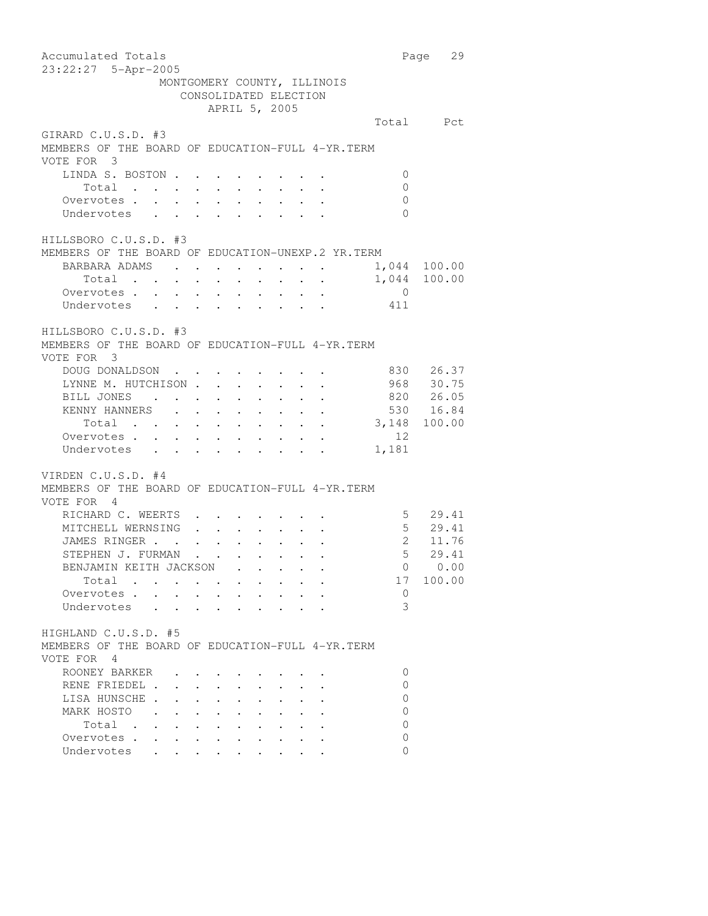MONTGOMERY COUNTY, ILLINOIS
CONSOLIDATED ELECTION
APRIL 5, 2005

## GIRARD C.U.S.D. #3

MEMBERS OF THE BOARD OF EDUCATION-FULL 4-YR.TERM
VOTE FOR 3

| | Total | Pct |
|---|---|---|
| LINDA S. BOSTON | 0 | |
| Total | 0 | |
| Overvotes | 0 | |
| Undervotes | 0 | |

## HILLSBORO C.U.S.D. #3

MEMBERS OF THE BOARD OF EDUCATION-UNEXP.2 YR.TERM

| | Total | Pct |
|---|---|---|
| BARBARA ADAMS | 1,044 | 100.00 |
| Total | 1,044 | 100.00 |
| Overvotes | 0 | |
| Undervotes | 411 | |

## HILLSBORO C.U.S.D. #3

MEMBERS OF THE BOARD OF EDUCATION-FULL 4-YR.TERM
VOTE FOR 3

| | Total | Pct |
|---|---|---|
| DOUG DONALDSON | 830 | 26.37 |
| LYNNE M. HUTCHISON | 968 | 30.75 |
| BILL JONES | 820 | 26.05 |
| KENNY HANNERS | 530 | 16.84 |
| Total | 3,148 | 100.00 |
| Overvotes | 12 | |
| Undervotes | 1,181 | |

## VIRDEN C.U.S.D. #4

MEMBERS OF THE BOARD OF EDUCATION-FULL 4-YR.TERM
VOTE FOR 4

| | Total | Pct |
|---|---|---|
| RICHARD C. WEERTS | 5 | 29.41 |
| MITCHELL WERNSING | 5 | 29.41 |
| JAMES RINGER | 2 | 11.76 |
| STEPHEN J. FURMAN | 5 | 29.41 |
| BENJAMIN KEITH JACKSON | 0 | 0.00 |
| Total | 17 | 100.00 |
| Overvotes | 0 | |
| Undervotes | 3 | |

## HIGHLAND C.U.S.D. #5

MEMBERS OF THE BOARD OF EDUCATION-FULL 4-YR.TERM
VOTE FOR 4

| | Total | Pct |
|---|---|---|
| ROONEY BARKER | 0 | |
| RENE FRIEDEL | 0 | |
| LISA HUNSCHE | 0 | |
| MARK HOSTO | 0 | |
| Total | 0 | |
| Overvotes | 0 | |
| Undervotes | 0 | |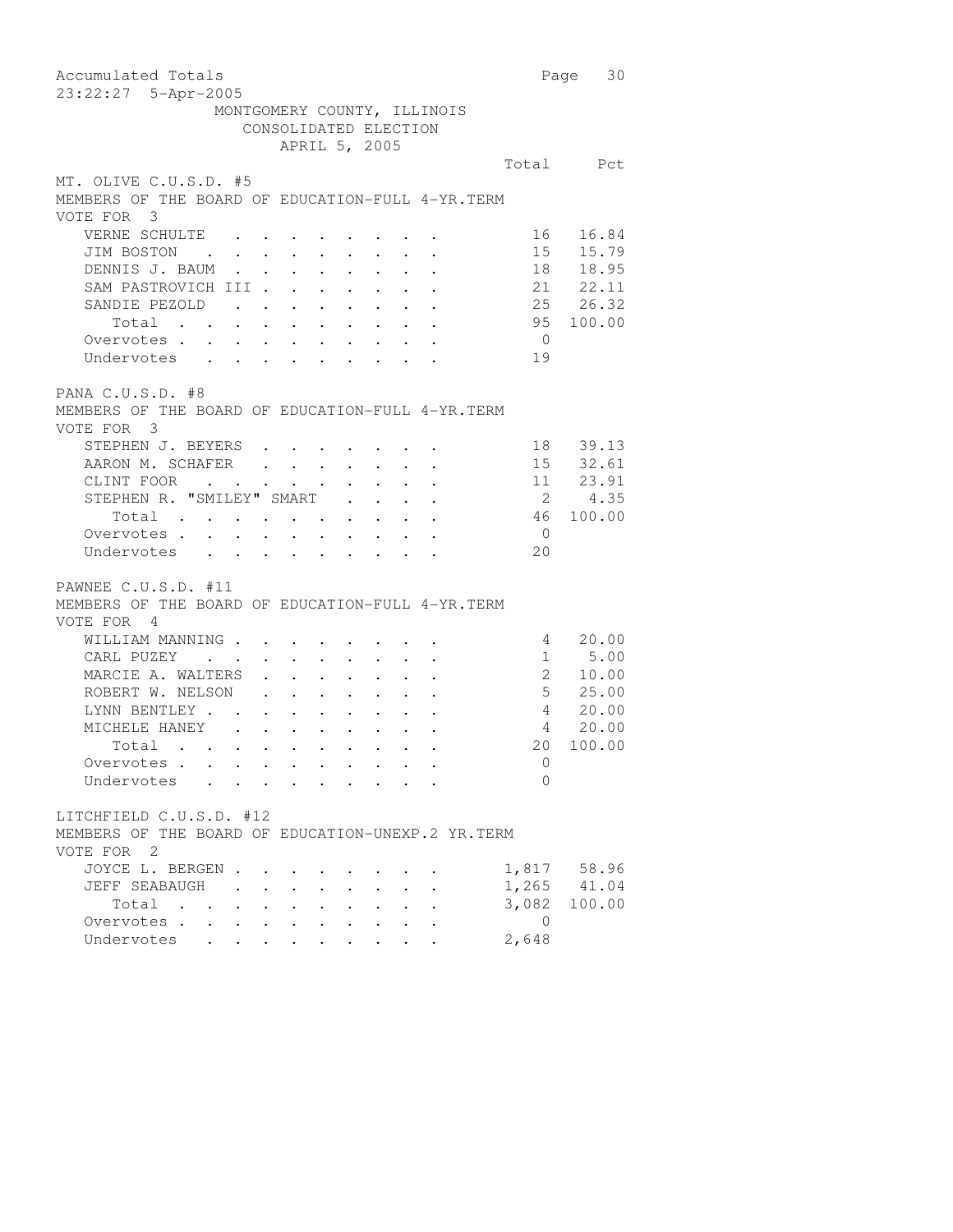Accumulated Totals
23:22:27 5-Apr-2005

MONTGOMERY COUNTY, ILLINOIS
CONSOLIDATED ELECTION
APRIL 5, 2005

## MT. OLIVE C.U.S.D. #5

MEMBERS OF THE BOARD OF EDUCATION-FULL 4-YR.TERM
VOTE FOR 3

| | Total | Pct |
|---|---|---|
| VERNE SCHULTE | 16 | 16.84 |
| JIM BOSTON | 15 | 15.79 |
| DENNIS J. BAUM | 18 | 18.95 |
| SAM PASTROVICH III | 21 | 22.11 |
| SANDIE PEZOLD | 25 | 26.32 |
| Total | 95 | 100.00 |
| Overvotes | 0 | |
| Undervotes | 19 | |

## PANA C.U.S.D. #8

MEMBERS OF THE BOARD OF EDUCATION-FULL 4-YR.TERM
VOTE FOR 3

| | Total | Pct |
|---|---|---|
| STEPHEN J. BEYERS | 18 | 39.13 |
| AARON M. SCHAFER | 15 | 32.61 |
| CLINT FOOR | 11 | 23.91 |
| STEPHEN R. "SMILEY" SMART | 2 | 4.35 |
| Total | 46 | 100.00 |
| Overvotes | 0 | |
| Undervotes | 20 | |

## PAWNEE C.U.S.D. #11

MEMBERS OF THE BOARD OF EDUCATION-FULL 4-YR.TERM
VOTE FOR 4

| | Total | Pct |
|---|---|---|
| WILLIAM MANNING | 4 | 20.00 |
| CARL PUZEY | 1 | 5.00 |
| MARCIE A. WALTERS | 2 | 10.00 |
| ROBERT W. NELSON | 5 | 25.00 |
| LYNN BENTLEY | 4 | 20.00 |
| MICHELE HANEY | 4 | 20.00 |
| Total | 20 | 100.00 |
| Overvotes | 0 | |
| Undervotes | 0 | |

## LITCHFIELD C.U.S.D. #12

MEMBERS OF THE BOARD OF EDUCATION-UNEXP.2 YR.TERM
VOTE FOR 2

| | Total | Pct |
|---|---|---|
| JOYCE L. BERGEN | 1,817 | 58.96 |
| JEFF SEABAUGH | 1,265 | 41.04 |
| Total | 3,082 | 100.00 |
| Overvotes | 0 | |
| Undervotes | 2,648 | |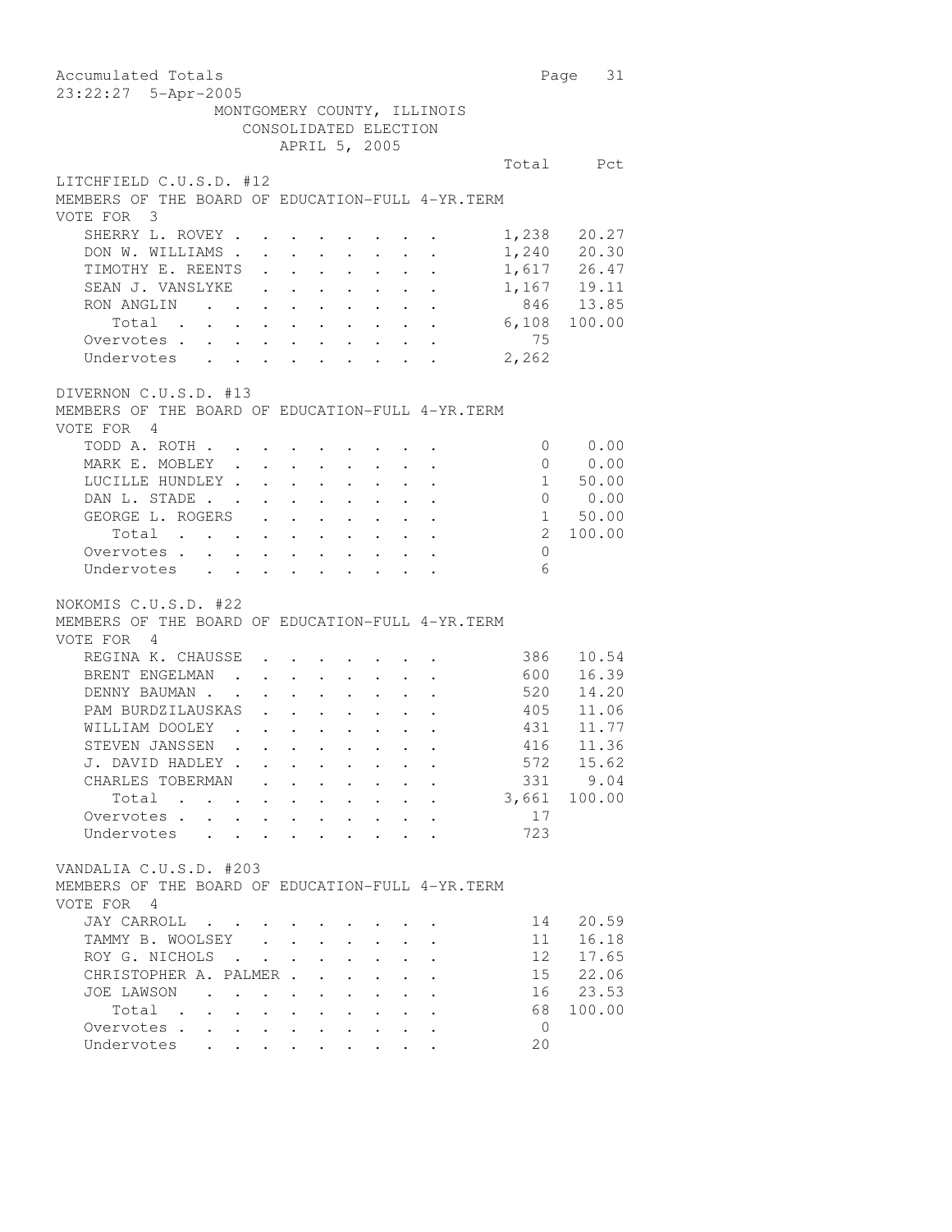Accumulated Totals
23:22:27 5-Apr-2005

MONTGOMERY COUNTY, ILLINOIS
CONSOLIDATED ELECTION
APRIL 5, 2005

## LITCHFIELD C.U.S.D. #12

MEMBERS OF THE BOARD OF EDUCATION-FULL 4-YR.TERM
VOTE FOR 3

| | Total | Pct |
|---|---|---|
| SHERRY L. ROVEY | 1,238 | 20.27 |
| DON W. WILLIAMS | 1,240 | 20.30 |
| TIMOTHY E. REENTS | 1,617 | 26.47 |
| SEAN J. VANSLYKE | 1,167 | 19.11 |
| RON ANGLIN | 846 | 13.85 |
| Total | 6,108 | 100.00 |
| Overvotes | 75 | |
| Undervotes | 2,262 | |

## DIVERNON C.U.S.D. #13

MEMBERS OF THE BOARD OF EDUCATION-FULL 4-YR.TERM
VOTE FOR 4

| | Total | Pct |
|---|---|---|
| TODD A. ROTH | 0 | 0.00 |
| MARK E. MOBLEY | 0 | 0.00 |
| LUCILLE HUNDLEY | 1 | 50.00 |
| DAN L. STADE | 0 | 0.00 |
| GEORGE L. ROGERS | 1 | 50.00 |
| Total | 2 | 100.00 |
| Overvotes | 0 | |
| Undervotes | 6 | |

## NOKOMIS C.U.S.D. #22

MEMBERS OF THE BOARD OF EDUCATION-FULL 4-YR.TERM
VOTE FOR 4

| | Total | Pct |
|---|---|---|
| REGINA K. CHAUSSE | 386 | 10.54 |
| BRENT ENGELMAN | 600 | 16.39 |
| DENNY BAUMAN | 520 | 14.20 |
| PAM BURDZILAUSKAS | 405 | 11.06 |
| WILLIAM DOOLEY | 431 | 11.77 |
| STEVEN JANSSEN | 416 | 11.36 |
| J. DAVID HADLEY | 572 | 15.62 |
| CHARLES TOBERMAN | 331 | 9.04 |
| Total | 3,661 | 100.00 |
| Overvotes | 17 | |
| Undervotes | 723 | |

## VANDALIA C.U.S.D. #203

MEMBERS OF THE BOARD OF EDUCATION-FULL 4-YR.TERM
VOTE FOR 4

| | Total | Pct |
|---|---|---|
| JAY CARROLL | 14 | 20.59 |
| TAMMY B. WOOLSEY | 11 | 16.18 |
| ROY G. NICHOLS | 12 | 17.65 |
| CHRISTOPHER A. PALMER | 15 | 22.06 |
| JOE LAWSON | 16 | 23.53 |
| Total | 68 | 100.00 |
| Overvotes | 0 | |
| Undervotes | 20 | |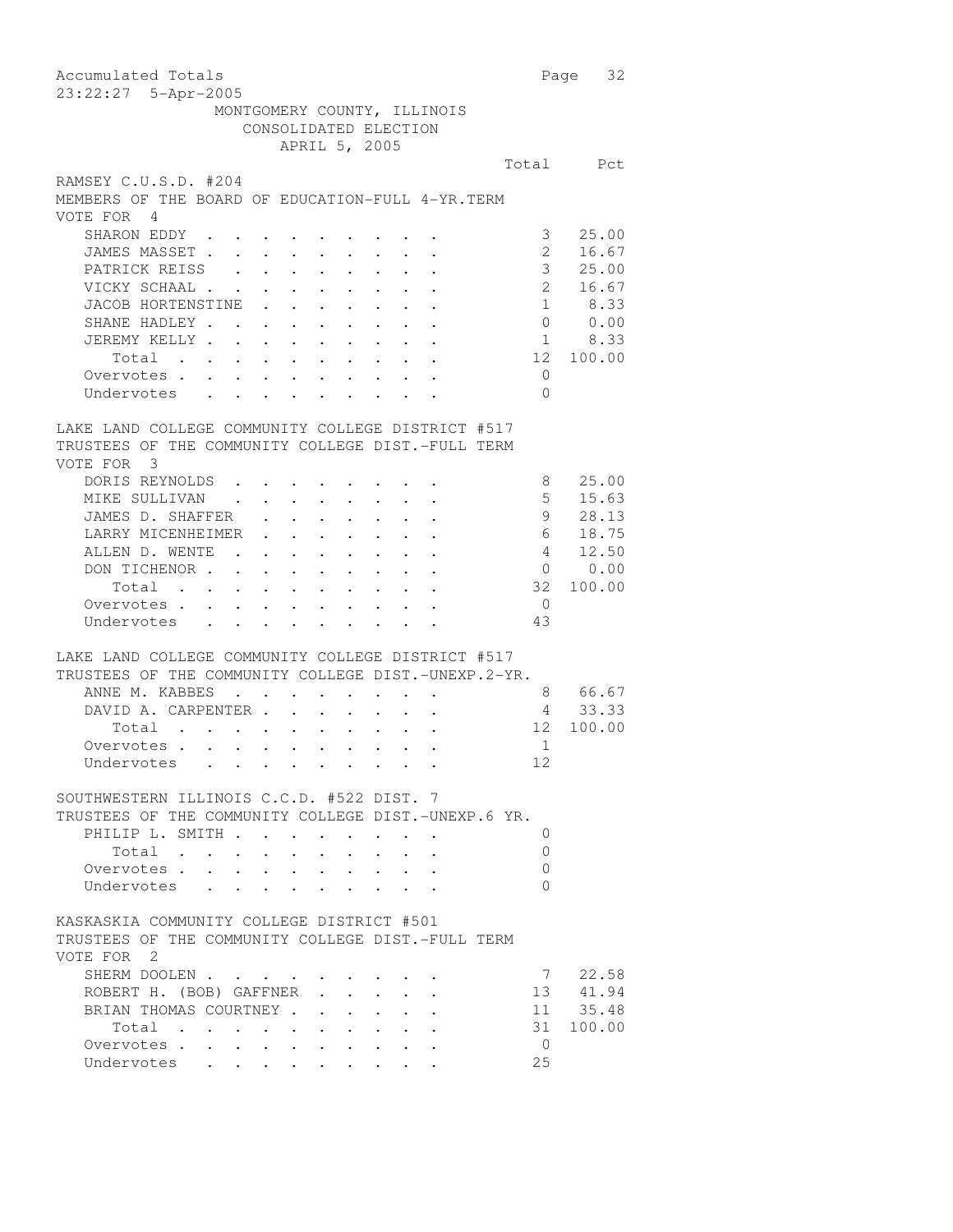MONTGOMERY COUNTY, ILLINOIS
CONSOLIDATED ELECTION
APRIL 5, 2005

## RAMSEY C.U.S.D. #204

MEMBERS OF THE BOARD OF EDUCATION-FULL 4-YR.TERM
VOTE FOR 4

| | Total | Pct |
|---|---|---|
| SHARON EDDY | 3 | 25.00 |
| JAMES MASSET | 2 | 16.67 |
| PATRICK REISS | 3 | 25.00 |
| VICKY SCHAAL | 2 | 16.67 |
| JACOB HORTENSTINE | 1 | 8.33 |
| SHANE HADLEY | 0 | 0.00 |
| JEREMY KELLY | 1 | 8.33 |
| Total | 12 | 100.00 |
| Overvotes | 0 | |
| Undervotes | 0 | |

## LAKE LAND COLLEGE COMMUNITY COLLEGE DISTRICT #517

TRUSTEES OF THE COMMUNITY COLLEGE DIST.-FULL TERM
VOTE FOR 3

| | Total | Pct |
|---|---|---|
| DORIS REYNOLDS | 8 | 25.00 |
| MIKE SULLIVAN | 5 | 15.63 |
| JAMES D. SHAFFER | 9 | 28.13 |
| LARRY MICENHEIMER | 6 | 18.75 |
| ALLEN D. WENTE | 4 | 12.50 |
| DON TICHENOR | 0 | 0.00 |
| Total | 32 | 100.00 |
| Overvotes | 0 | |
| Undervotes | 43 | |

## LAKE LAND COLLEGE COMMUNITY COLLEGE DISTRICT #517

TRUSTEES OF THE COMMUNITY COLLEGE DIST.-UNEXP.2-YR.

| | Total | Pct |
|---|---|---|
| ANNE M. KABBES | 8 | 66.67 |
| DAVID A. CARPENTER | 4 | 33.33 |
| Total | 12 | 100.00 |
| Overvotes | 1 | |
| Undervotes | 12 | |

## SOUTHWESTERN ILLINOIS C.C.D. #522 DIST. 7

TRUSTEES OF THE COMMUNITY COLLEGE DIST.-UNEXP.6 YR.

| | Total | Pct |
|---|---|---|
| PHILIP L. SMITH | 0 | |
| Total | 0 | |
| Overvotes | 0 | |
| Undervotes | 0 | |

## KASKASKIA COMMUNITY COLLEGE DISTRICT #501

TRUSTEES OF THE COMMUNITY COLLEGE DIST.-FULL TERM
VOTE FOR 2

| | Total | Pct |
|---|---|---|
| SHERM DOOLEN | 7 | 22.58 |
| ROBERT H. (BOB) GAFFNER | 13 | 41.94 |
| BRIAN THOMAS COURTNEY | 11 | 35.48 |
| Total | 31 | 100.00 |
| Overvotes | 0 | |
| Undervotes | 25 | |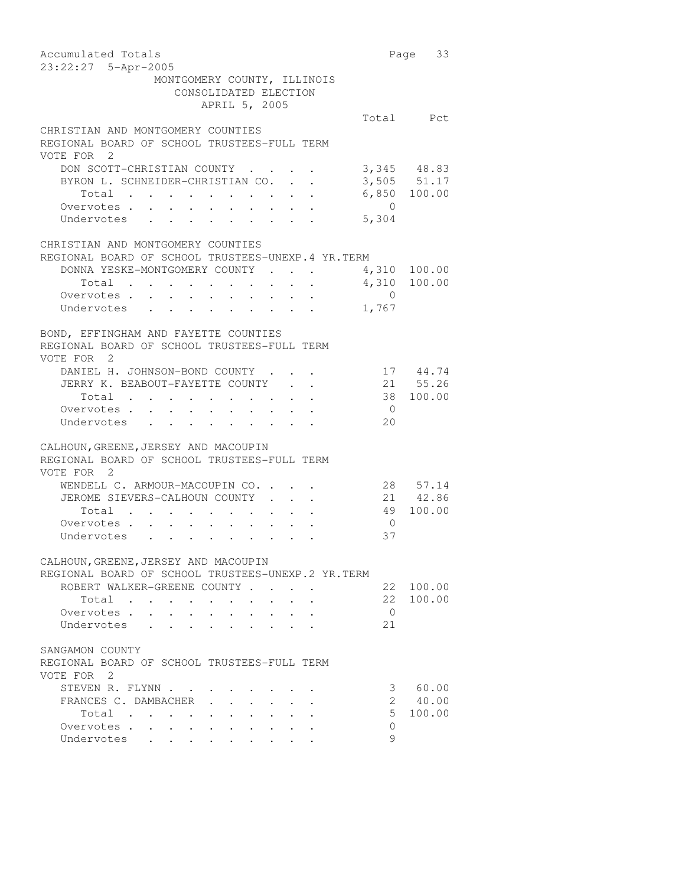MONTGOMERY COUNTY, ILLINOIS
CONSOLIDATED ELECTION
APRIL 5, 2005

CHRISTIAN AND MONTGOMERY COUNTIES
REGIONAL BOARD OF SCHOOL TRUSTEES-FULL TERM
VOTE FOR 2

| | Total | Pct |
|---|---|---|
| DON SCOTT-CHRISTIAN COUNTY | 3,345 | 48.83 |
| BYRON L. SCHNEIDER-CHRISTIAN CO. | 3,505 | 51.17 |
| Total | 6,850 | 100.00 |
| Overvotes | 0 | |
| Undervotes | 5,304 | |

CHRISTIAN AND MONTGOMERY COUNTIES
REGIONAL BOARD OF SCHOOL TRUSTEES-UNEXP.4 YR.TERM

| | Total | Pct |
|---|---|---|
| DONNA YESKE-MONTGOMERY COUNTY | 4,310 | 100.00 |
| Total | 4,310 | 100.00 |
| Overvotes | 0 | |
| Undervotes | 1,767 | |

BOND, EFFINGHAM AND FAYETTE COUNTIES
REGIONAL BOARD OF SCHOOL TRUSTEES-FULL TERM
VOTE FOR 2

| | Total | Pct |
|---|---|---|
| DANIEL H. JOHNSON-BOND COUNTY | 17 | 44.74 |
| JERRY K. BEABOUT-FAYETTE COUNTY | 21 | 55.26 |
| Total | 38 | 100.00 |
| Overvotes | 0 | |
| Undervotes | 20 | |

CALHOUN,GREENE,JERSEY AND MACOUPIN
REGIONAL BOARD OF SCHOOL TRUSTEES-FULL TERM
VOTE FOR 2

| | Total | Pct |
|---|---|---|
| WENDELL C. ARMOUR-MACOUPIN CO. | 28 | 57.14 |
| JEROME SIEVERS-CALHOUN COUNTY | 21 | 42.86 |
| Total | 49 | 100.00 |
| Overvotes | 0 | |
| Undervotes | 37 | |

CALHOUN,GREENE,JERSEY AND MACOUPIN
REGIONAL BOARD OF SCHOOL TRUSTEES-UNEXP.2 YR.TERM

| | Total | Pct |
|---|---|---|
| ROBERT WALKER-GREENE COUNTY | 22 | 100.00 |
| Total | 22 | 100.00 |
| Overvotes | 0 | |
| Undervotes | 21 | |

SANGAMON COUNTY
REGIONAL BOARD OF SCHOOL TRUSTEES-FULL TERM
VOTE FOR 2

| | Total | Pct |
|---|---|---|
| STEVEN R. FLYNN | 3 | 60.00 |
| FRANCES C. DAMBACHER | 2 | 40.00 |
| Total | 5 | 100.00 |
| Overvotes | 0 | |
| Undervotes | 9 | |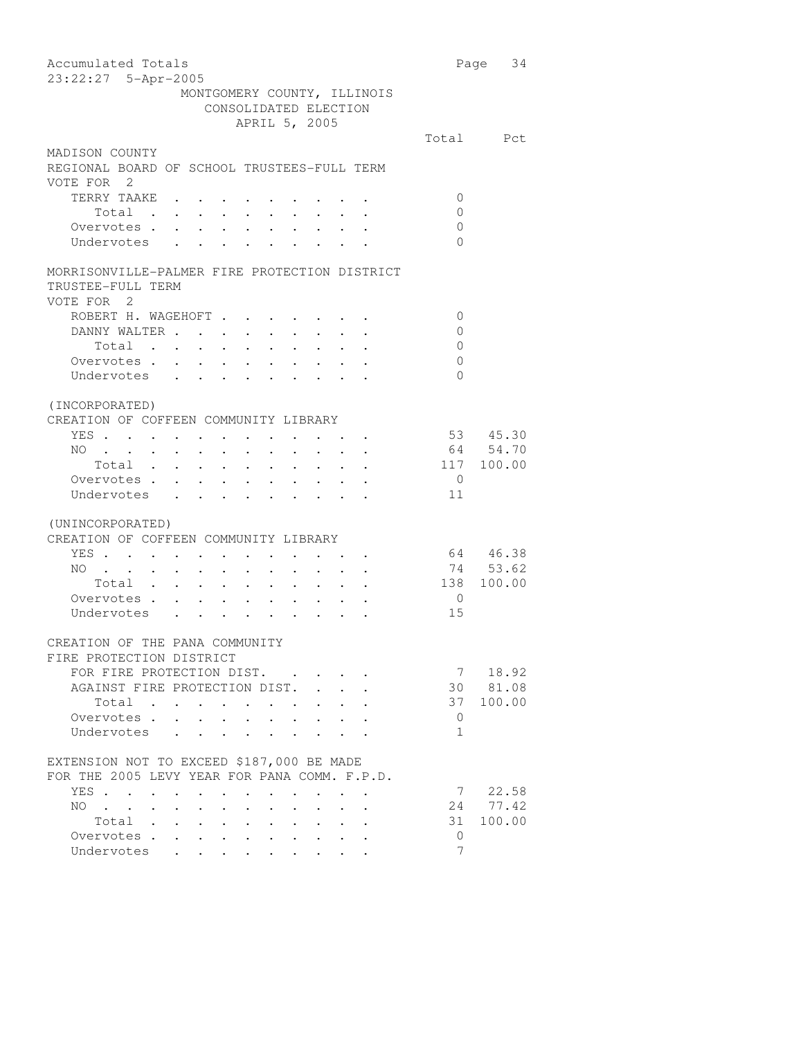Accumulated Totals
23:22:27 5-Apr-2005

MONTGOMERY COUNTY, ILLINOIS
CONSOLIDATED ELECTION
APRIL 5, 2005

| | Total | Pct |
|---|---|---|
| **MADISON COUNTY** | | |
| **REGIONAL BOARD OF SCHOOL TRUSTEES-FULL TERM** | | |
| VOTE FOR 2 | | |
| TERRY TAAKE | 0 | |
| Total | 0 | |
| Overvotes | 0 | |
| Undervotes | 0 | |
| **MORRISONVILLE-PALMER FIRE PROTECTION DISTRICT TRUSTEE-FULL TERM** | | |
| VOTE FOR 2 | | |
| ROBERT H. WAGEHOFT | 0 | |
| DANNY WALTER | 0 | |
| Total | 0 | |
| Overvotes | 0 | |
| Undervotes | 0 | |
| **(INCORPORATED) CREATION OF COFFEEN COMMUNITY LIBRARY** | | |
| YES | 53 | 45.30 |
| NO | 64 | 54.70 |
| Total | 117 | 100.00 |
| Overvotes | 0 | |
| Undervotes | 11 | |
| **(UNINCORPORATED) CREATION OF COFFEEN COMMUNITY LIBRARY** | | |
| YES | 64 | 46.38 |
| NO | 74 | 53.62 |
| Total | 138 | 100.00 |
| Overvotes | 0 | |
| Undervotes | 15 | |
| **CREATION OF THE PANA COMMUNITY FIRE PROTECTION DISTRICT** | | |
| FOR FIRE PROTECTION DIST. | 7 | 18.92 |
| AGAINST FIRE PROTECTION DIST. | 30 | 81.08 |
| Total | 37 | 100.00 |
| Overvotes | 0 | |
| Undervotes | 1 | |
| **EXTENSION NOT TO EXCEED $187,000 BE MADE FOR THE 2005 LEVY YEAR FOR PANA COMM. F.P.D.** | | |
| YES | 7 | 22.58 |
| NO | 24 | 77.42 |
| Total | 31 | 100.00 |
| Overvotes | 0 | |
| Undervotes | 7 | |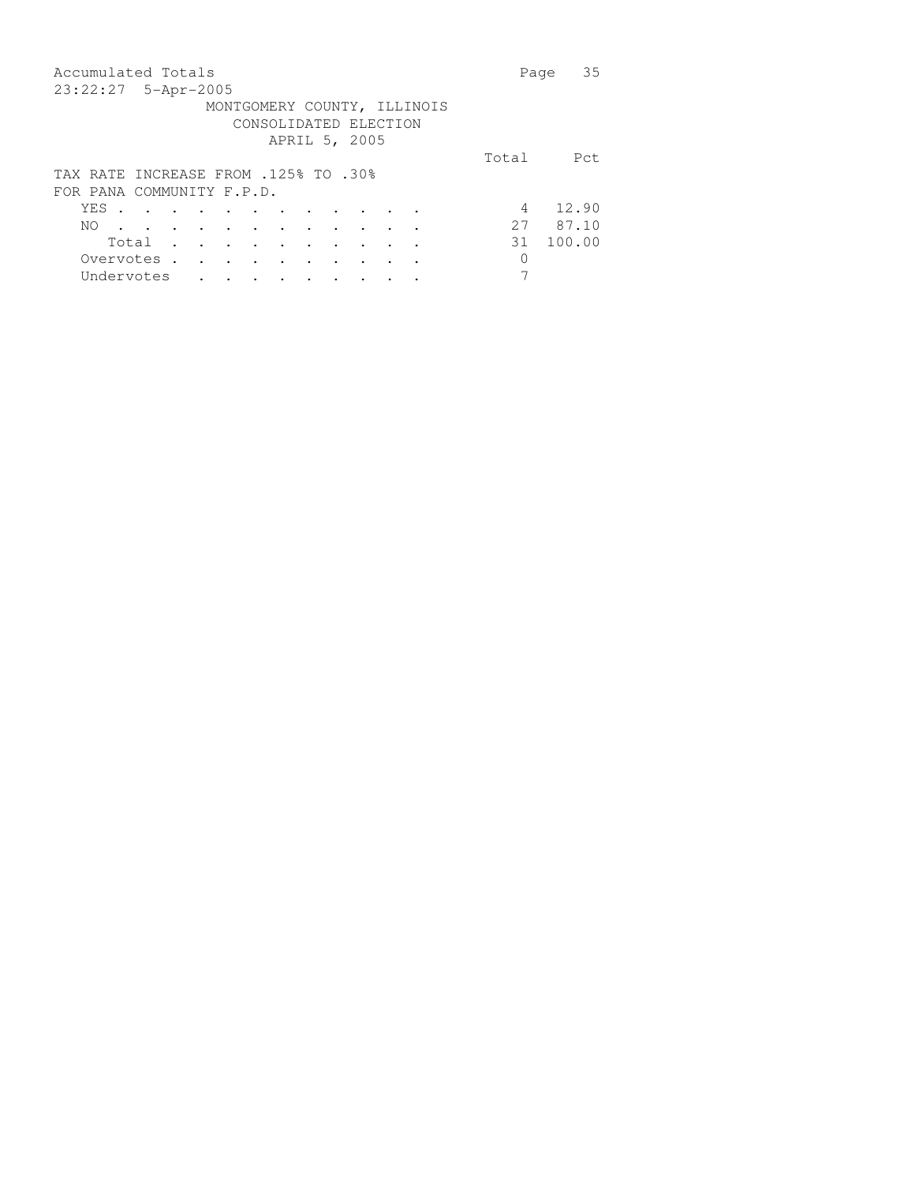Accumulated Totals
23:22:27 5-Apr-2005

MONTGOMERY COUNTY, ILLINOIS
CONSOLIDATED ELECTION
APRIL 5, 2005

TAX RATE INCREASE FROM .125% TO .30%
FOR PANA COMMUNITY F.P.D.

| | Total | Pct |
|---|---|---|
| YES | 4 | 12.90 |
| NO | 27 | 87.10 |
| Total | 31 | 100.00 |
| Overvotes | 0 | |
| Undervotes | 7 | |